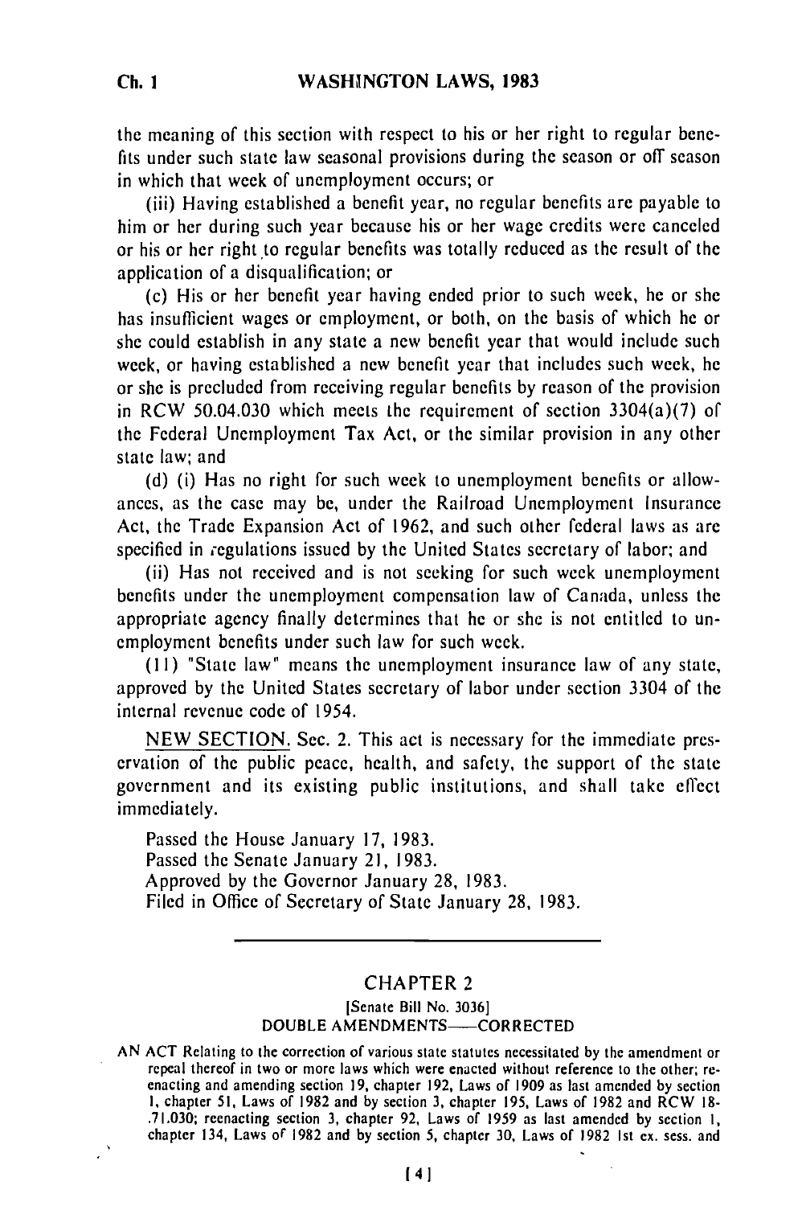the meaning of this section with respect to his or her right to regular benefits under such state law seasonal provisions during the season or off season in which that week of unemployment occurs; or

(iii) Having established a benefit year, no regular benefits are payable to him or her during such year because his or her wage credits were canceled or his or her right to regular benefits was totally reduced as the result of the application of a disqualification; or

(c) His or her benefit year having ended prior to such week, he or she has insufficient wages or employment, or both, on the basis of which he or she could establish in any state a new benefit year that would include such week, or having established a new benefit year that includes such week, he or she is precluded from receiving regular benefits by reason of the provision in RCW 50.04.030 which meets the requirement of section 3304(a)(7) of the Federal Unemployment Tax Act, or the similar provision in any other state law; and

(d) (i) Has no right for such week to unemployment benefits or allowances, as the case may be, under the Railroad Unemployment Insurance Act, the Trade Expansion Act of 1962, and such other federal laws as are specified in regulations issued by the United States secretary of labor; and

(ii) Has not received and is not seeking for such week unemployment benefits under the unemployment compensation law of Canada, unless the appropriate agency finally determines that he or she is not entitled to unemployment benefits under such law for such week.

(11) "State law" means the unemployment insurance law of any state, approved by the United States secretary of labor under section 3304 of the internal revenue code of 1954.

NEW SECTION. Sec. 2. This act is necessary for the immediate preservation of the public peace, health, and safety, the support of the state government and its existing public institutions, and shall take effect immediately.

Passed the House January 17, 1983.
Passed the Senate January 21, 1983.
Approved by the Governor January 28, 1983.
Filed in Office of Secretary of State January 28, 1983.

---

## CHAPTER 2

[Senate Bill No. 3036]

DOUBLE AMENDMENTS—CORRECTED

AN ACT Relating to the correction of various state statutes necessitated by the amendment or repeal thereof in two or more laws which were enacted without reference to the other; reenacting and amending section 19, chapter 192, Laws of 1909 as last amended by section 1, chapter 51, Laws of 1982 and by section 3, chapter 195, Laws of 1982 and RCW 18-.71.030; reenacting section 3, chapter 92, Laws of 1959 as last amended by section 1, chapter 134, Laws of 1982 and by section 5, chapter 30, Laws of 1982 1st ex. sess. and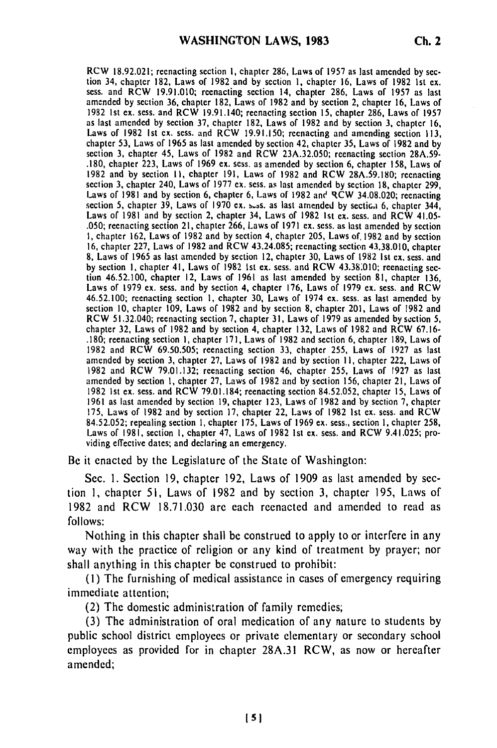RCW 18.92.021; reenacting section 1, chapter 286, Laws of 1957 as last amended by section 34, chapter 182, Laws of 1982 and by section 1, chapter 16, Laws of 1982 1st ex. sess. and RCW 19.91.010; reenacting section 14, chapter 286, Laws of 1957 as last amended by section 36, chapter 182, Laws of 1982 and by section 2, chapter 16, Laws of 1982 1st ex. sess. and RCW 19.91.140; reenacting section 15, chapter 286, Laws of 1957 as last amended by section 37, chapter 182, Laws of 1982 and by section 3, chapter 16, Laws of 1982 1st ex. sess. and RCW 19.91.150; reenacting and amending section 113, chapter 53, Laws of 1965 as last amended by section 42, chapter 35, Laws of 1982 and by section 3, chapter 45, Laws of 1982 and RCW 23A.32.050; reenacting section 28A.59-.180, chapter 223, Laws of 1969 ex. sess. as amended by section 6, chapter 158, Laws of 1982 and by section 11, chapter 191, Laws of 1982 and RCW 28A.59.180; reenacting section 3, chapter 240, Laws of 1977 ex. sess. as last amended by section 18, chapter 299, Laws of 1981 and by section 6, chapter 6, Laws of 1982 and RCW 34.08.020; reenacting section 5, chapter 39, Laws of 1970 ex. sess. as last amended by section 6, chapter 344, Laws of 1981 and by section 2, chapter 34, Laws of 1982 1st ex. sess. and RCW 41.05-.050; reenacting section 21, chapter 266, Laws of 1971 ex. sess. as last amended by section 1, chapter 162, Laws of 1982 and by section 4, chapter 205, Laws of 1982 and by section 16, chapter 227, Laws of 1982 and RCW 43.24.085; reenacting section 43.38.010, chapter 8, Laws of 1965 as last amended by section 12, chapter 30, Laws of 1982 1st ex. sess. and by section 1, chapter 41, Laws of 1982 1st ex. sess. and RCW 43.38.010; reenacting section 46.52.100, chapter 12, Laws of 1961 as last amended by section 81, chapter 136, Laws of 1979 ex. sess. and by section 4, chapter 176, Laws of 1979 ex. sess. and RCW 46.52.100; reenacting section 1, chapter 30, Laws of 1974 ex. sess. as last amended by section 10, chapter 109, Laws of 1982 and by section 8, chapter 201, Laws of 1982 and RCW 51.32.040; reenacting section 7, chapter 31, Laws of 1979 as amended by section 5, chapter 32, Laws of 1982 and by section 4, chapter 132, Laws of 1982 and RCW 67.16-.180; reenacting section 1, chapter 171, Laws of 1982 and section 6, chapter 189, Laws of 1982 and RCW 69.50.505; reenacting section 33, chapter 255, Laws of 1927 as last amended by section 3, chapter 27, Laws of 1982 and by section 11, chapter 222, Laws of 1982 and RCW 79.01.132; reenacting section 46, chapter 255, Laws of 1927 as last amended by section 1, chapter 27, Laws of 1982 and by section 156, chapter 21, Laws of 1982 1st ex. sess. and RCW 79.01.184; reenacting section 84.52.052, chapter 15, Laws of 1961 as last amended by section 19, chapter 123, Laws of 1982 and by section 7, chapter 175, Laws of 1982 and by section 17, chapter 22, Laws of 1982 1st ex. sess. and RCW 84.52.052; repealing section 1, chapter 175, Laws of 1969 ex. sess., section 1, chapter 258, Laws of 1981, section 1, chapter 47, Laws of 1982 1st ex. sess. and RCW 9.41.025; providing effective dates; and declaring an emergency.

Be it enacted by the Legislature of the State of Washington:

Sec. 1. Section 19, chapter 192, Laws of 1909 as last amended by section 1, chapter 51, Laws of 1982 and by section 3, chapter 195, Laws of 1982 and RCW 18.71.030 are each reenacted and amended to read as follows:

Nothing in this chapter shall be construed to apply to or interfere in any way with the practice of religion or any kind of treatment by prayer; nor shall anything in this chapter be construed to prohibit:

(1) The furnishing of medical assistance in cases of emergency requiring immediate attention;

(2) The domestic administration of family remedies;

(3) The administration of oral medication of any nature to students by public school district employees or private elementary or secondary school employees as provided for in chapter 28A.31 RCW, as now or hereafter amended;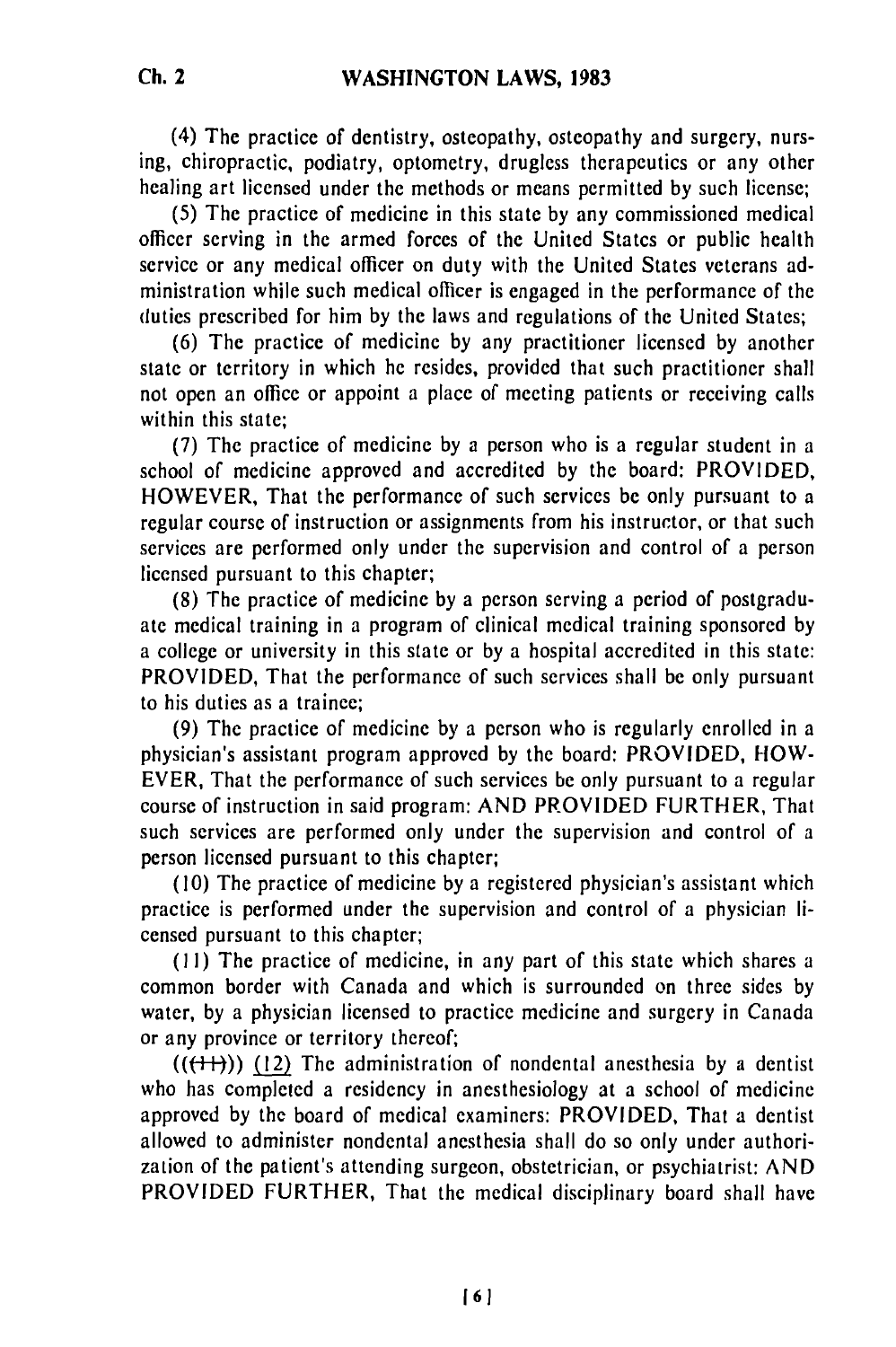(4) The practice of dentistry, osteopathy, osteopathy and surgery, nursing, chiropractic, podiatry, optometry, drugless therapeutics or any other healing art licensed under the methods or means permitted by such license;

(5) The practice of medicine in this state by any commissioned medical officer serving in the armed forces of the United States or public health service or any medical officer on duty with the United States veterans administration while such medical officer is engaged in the performance of the duties prescribed for him by the laws and regulations of the United States;

(6) The practice of medicine by any practitioner licensed by another state or territory in which he resides, provided that such practitioner shall not open an office or appoint a place of meeting patients or receiving calls within this state;

(7) The practice of medicine by a person who is a regular student in a school of medicine approved and accredited by the board: PROVIDED, HOWEVER, That the performance of such services be only pursuant to a regular course of instruction or assignments from his instructor, or that such services are performed only under the supervision and control of a person licensed pursuant to this chapter;

(8) The practice of medicine by a person serving a period of postgraduate medical training in a program of clinical medical training sponsored by a college or university in this state or by a hospital accredited in this state: PROVIDED, That the performance of such services shall be only pursuant to his duties as a trainee;

(9) The practice of medicine by a person who is regularly enrolled in a physician's assistant program approved by the board: PROVIDED, HOWEVER, That the performance of such services be only pursuant to a regular course of instruction in said program: AND PROVIDED FURTHER, That such services are performed only under the supervision and control of a person licensed pursuant to this chapter;

(10) The practice of medicine by a registered physician's assistant which practice is performed under the supervision and control of a physician licensed pursuant to this chapter;

(11) The practice of medicine, in any part of this state which shares a common border with Canada and which is surrounded on three sides by water, by a physician licensed to practice medicine and surgery in Canada or any province or territory thereof;

((~~(11)~~)) (12) The administration of nondental anesthesia by a dentist who has completed a residency in anesthesiology at a school of medicine approved by the board of medical examiners: PROVIDED, That a dentist allowed to administer nondental anesthesia shall do so only under authorization of the patient's attending surgeon, obstetrician, or psychiatrist: AND PROVIDED FURTHER, That the medical disciplinary board shall have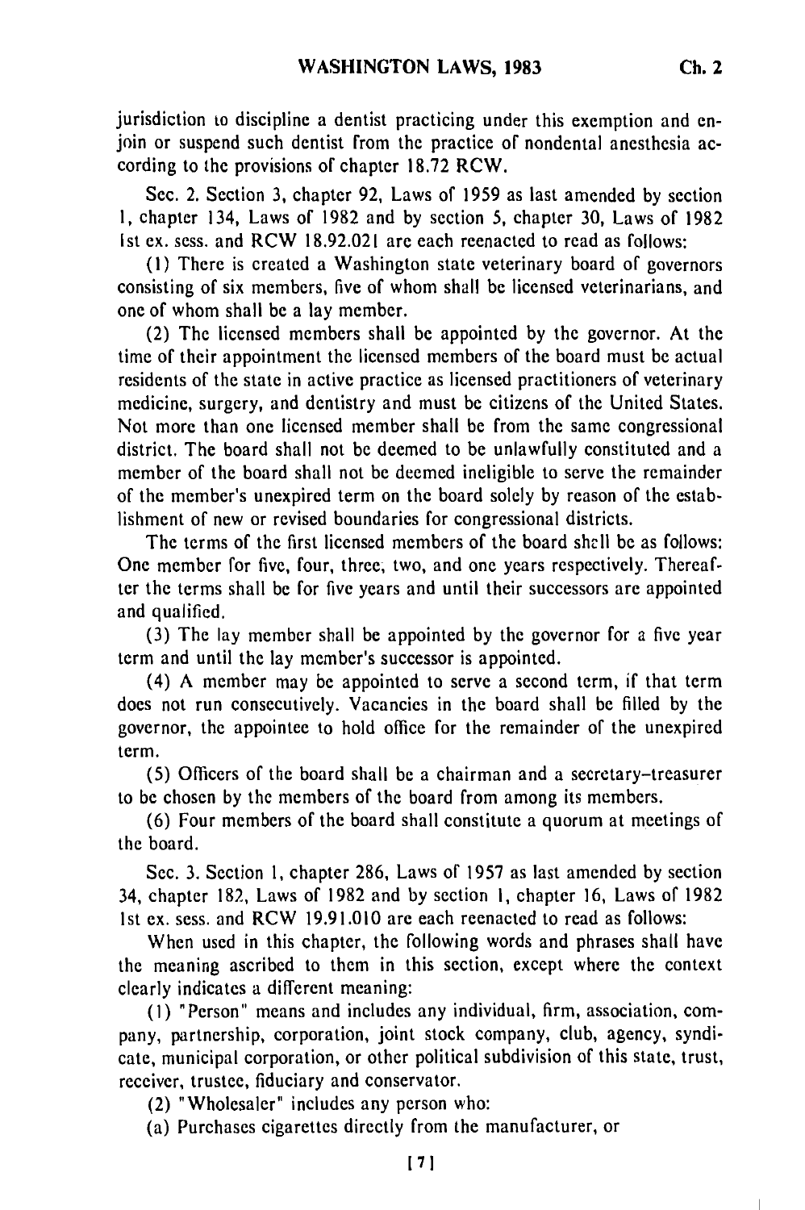jurisdiction to discipline a dentist practicing under this exemption and enjoin or suspend such dentist from the practice of nondental anesthesia according to the provisions of chapter 18.72 RCW.

Sec. 2. Section 3, chapter 92, Laws of 1959 as last amended by section 1, chapter 134, Laws of 1982 and by section 5, chapter 30, Laws of 1982 1st ex. sess. and RCW 18.92.021 are each reenacted to read as follows:

(1) There is created a Washington state veterinary board of governors consisting of six members, five of whom shall be licensed veterinarians, and one of whom shall be a lay member.

(2) The licensed members shall be appointed by the governor. At the time of their appointment the licensed members of the board must be actual residents of the state in active practice as licensed practitioners of veterinary medicine, surgery, and dentistry and must be citizens of the United States. Not more than one licensed member shall be from the same congressional district. The board shall not be deemed to be unlawfully constituted and a member of the board shall not be deemed ineligible to serve the remainder of the member's unexpired term on the board solely by reason of the establishment of new or revised boundaries for congressional districts.

The terms of the first licensed members of the board shall be as follows: One member for five, four, three, two, and one years respectively. Thereafter the terms shall be for five years and until their successors are appointed and qualified.

(3) The lay member shall be appointed by the governor for a five year term and until the lay member's successor is appointed.

(4) A member may be appointed to serve a second term, if that term does not run consecutively. Vacancies in the board shall be filled by the governor, the appointee to hold office for the remainder of the unexpired term.

(5) Officers of the board shall be a chairman and a secretary-treasurer to be chosen by the members of the board from among its members.

(6) Four members of the board shall constitute a quorum at meetings of the board.

Sec. 3. Section 1, chapter 286, Laws of 1957 as last amended by section 34, chapter 182, Laws of 1982 and by section 1, chapter 16, Laws of 1982 1st ex. sess. and RCW 19.91.010 are each reenacted to read as follows:

When used in this chapter, the following words and phrases shall have the meaning ascribed to them in this section, except where the context clearly indicates a different meaning:

(1) "Person" means and includes any individual, firm, association, company, partnership, corporation, joint stock company, club, agency, syndicate, municipal corporation, or other political subdivision of this state, trust, receiver, trustee, fiduciary and conservator.

(2) "Wholesaler" includes any person who:

(a) Purchases cigarettes directly from the manufacturer, or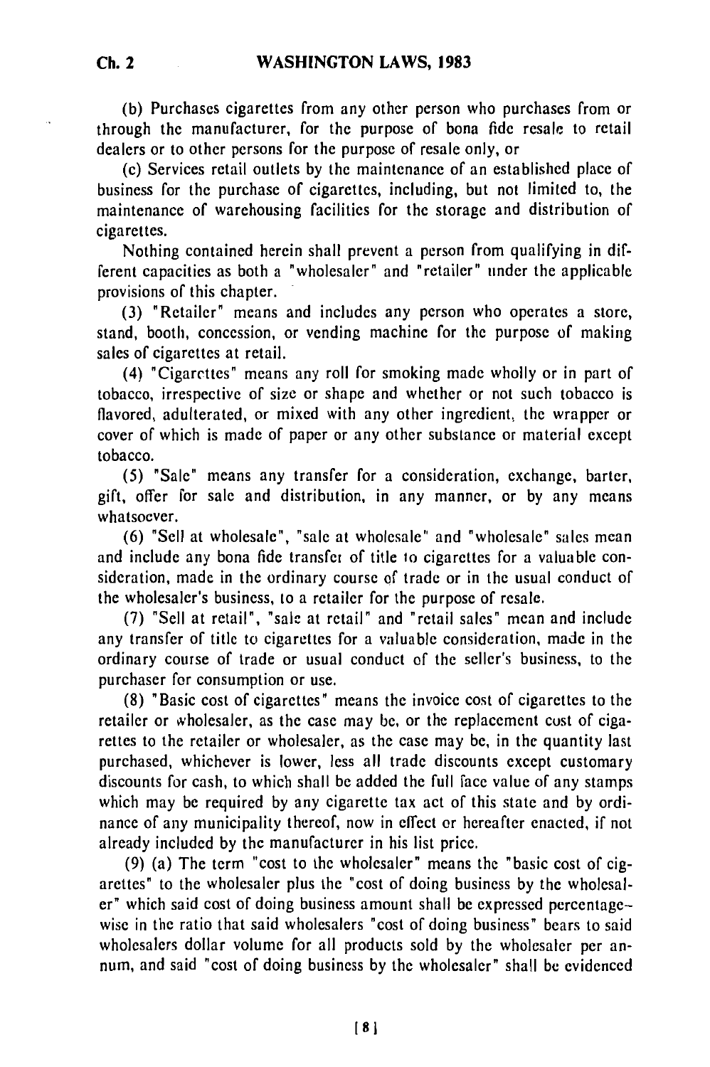(b) Purchases cigarettes from any other person who purchases from or through the manufacturer, for the purpose of bona fide resale to retail dealers or to other persons for the purpose of resale only, or

(c) Services retail outlets by the maintenance of an established place of business for the purchase of cigarettes, including, but not limited to, the maintenance of warehousing facilities for the storage and distribution of cigarettes.

Nothing contained herein shall prevent a person from qualifying in different capacities as both a "wholesaler" and "retailer" under the applicable provisions of this chapter.

(3) "Retailer" means and includes any person who operates a store, stand, booth, concession, or vending machine for the purpose of making sales of cigarettes at retail.

(4) "Cigarettes" means any roll for smoking made wholly or in part of tobacco, irrespective of size or shape and whether or not such tobacco is flavored, adulterated, or mixed with any other ingredient, the wrapper or cover of which is made of paper or any other substance or material except tobacco.

(5) "Sale" means any transfer for a consideration, exchange, barter, gift, offer for sale and distribution, in any manner, or by any means whatsoever.

(6) "Sell at wholesale", "sale at wholesale" and "wholesale" sales mean and include any bona fide transfer of title to cigarettes for a valuable consideration, made in the ordinary course of trade or in the usual conduct of the wholesaler's business, to a retailer for the purpose of resale.

(7) "Sell at retail", "sale at retail" and "retail sales" mean and include any transfer of title to cigarettes for a valuable consideration, made in the ordinary course of trade or usual conduct of the seller's business, to the purchaser for consumption or use.

(8) "Basic cost of cigarettes" means the invoice cost of cigarettes to the retailer or wholesaler, as the case may be, or the replacement cost of cigarettes to the retailer or wholesaler, as the case may be, in the quantity last purchased, whichever is lower, less all trade discounts except customary discounts for cash, to which shall be added the full face value of any stamps which may be required by any cigarette tax act of this state and by ordinance of any municipality thereof, now in effect or hereafter enacted, if not already included by the manufacturer in his list price.

(9) (a) The term "cost to the wholesaler" means the "basic cost of cigarettes" to the wholesaler plus the "cost of doing business by the wholesaler" which said cost of doing business amount shall be expressed percentage-wise in the ratio that said wholesalers "cost of doing business" bears to said wholesalers dollar volume for all products sold by the wholesaler per annum, and said "cost of doing business by the wholesaler" shall be evidenced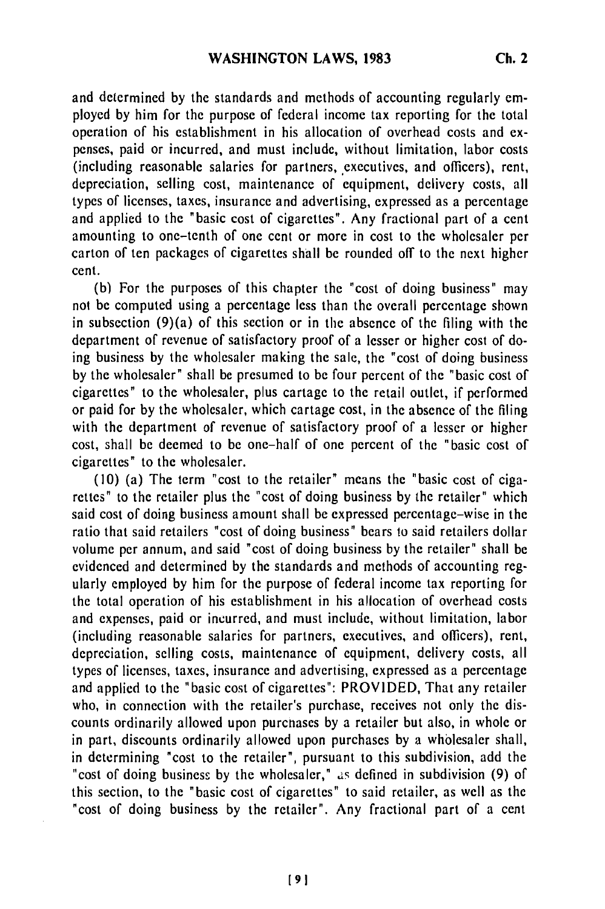and determined by the standards and methods of accounting regularly employed by him for the purpose of federal income tax reporting for the total operation of his establishment in his allocation of overhead costs and expenses, paid or incurred, and must include, without limitation, labor costs (including reasonable salaries for partners, executives, and officers), rent, depreciation, selling cost, maintenance of equipment, delivery costs, all types of licenses, taxes, insurance and advertising, expressed as a percentage and applied to the "basic cost of cigarettes". Any fractional part of a cent amounting to one-tenth of one cent or more in cost to the wholesaler per carton of ten packages of cigarettes shall be rounded off to the next higher cent.

(b) For the purposes of this chapter the "cost of doing business" may not be computed using a percentage less than the overall percentage shown in subsection (9)(a) of this section or in the absence of the filing with the department of revenue of satisfactory proof of a lesser or higher cost of doing business by the wholesaler making the sale, the "cost of doing business by the wholesaler" shall be presumed to be four percent of the "basic cost of cigarettes" to the wholesaler, plus cartage to the retail outlet, if performed or paid for by the wholesaler, which cartage cost, in the absence of the filing with the department of revenue of satisfactory proof of a lesser or higher cost, shall be deemed to be one-half of one percent of the "basic cost of cigarettes" to the wholesaler.

(10) (a) The term "cost to the retailer" means the "basic cost of cigarettes" to the retailer plus the "cost of doing business by the retailer" which said cost of doing business amount shall be expressed percentage-wise in the ratio that said retailers "cost of doing business" bears to said retailers dollar volume per annum, and said "cost of doing business by the retailer" shall be evidenced and determined by the standards and methods of accounting regularly employed by him for the purpose of federal income tax reporting for the total operation of his establishment in his allocation of overhead costs and expenses, paid or incurred, and must include, without limitation, labor (including reasonable salaries for partners, executives, and officers), rent, depreciation, selling costs, maintenance of equipment, delivery costs, all types of licenses, taxes, insurance and advertising, expressed as a percentage and applied to the "basic cost of cigarettes": PROVIDED, That any retailer who, in connection with the retailer's purchase, receives not only the discounts ordinarily allowed upon purchases by a retailer but also, in whole or in part, discounts ordinarily allowed upon purchases by a wholesaler shall, in determining "cost to the retailer", pursuant to this subdivision, add the "cost of doing business by the wholesaler," as defined in subdivision (9) of this section, to the "basic cost of cigarettes" to said retailer, as well as the "cost of doing business by the retailer". Any fractional part of a cent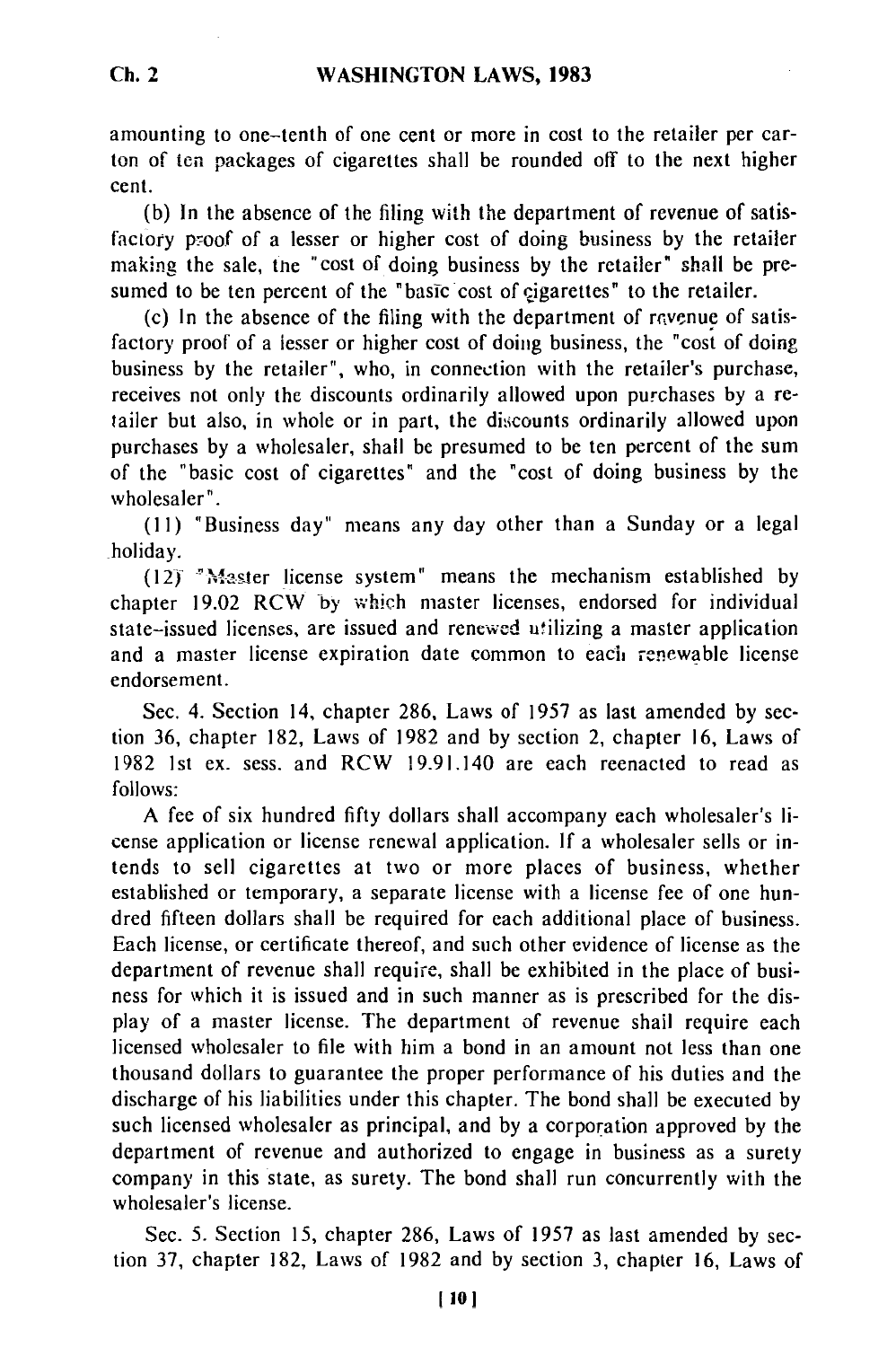amounting to one-tenth of one cent or more in cost to the retailer per carton of ten packages of cigarettes shall be rounded off to the next higher cent.

(b) In the absence of the filing with the department of revenue of satisfactory proof of a lesser or higher cost of doing business by the retailer making the sale, the "cost of doing business by the retailer" shall be presumed to be ten percent of the "basic cost of cigarettes" to the retailer.

(c) In the absence of the filing with the department of revenue of satisfactory proof of a lesser or higher cost of doing business, the "cost of doing business by the retailer", who, in connection with the retailer's purchase, receives not only the discounts ordinarily allowed upon purchases by a retailer but also, in whole or in part, the discounts ordinarily allowed upon purchases by a wholesaler, shall be presumed to be ten percent of the sum of the "basic cost of cigarettes" and the "cost of doing business by the wholesaler".

(11) "Business day" means any day other than a Sunday or a legal holiday.

(12) "Master license system" means the mechanism established by chapter 19.02 RCW by which master licenses, endorsed for individual state-issued licenses, are issued and renewed utilizing a master application and a master license expiration date common to each renewable license endorsement.

Sec. 4. Section 14, chapter 286, Laws of 1957 as last amended by section 36, chapter 182, Laws of 1982 and by section 2, chapter 16, Laws of 1982 1st ex. sess. and RCW 19.91.140 are each reenacted to read as follows:

A fee of six hundred fifty dollars shall accompany each wholesaler's license application or license renewal application. If a wholesaler sells or intends to sell cigarettes at two or more places of business, whether established or temporary, a separate license with a license fee of one hundred fifteen dollars shall be required for each additional place of business. Each license, or certificate thereof, and such other evidence of license as the department of revenue shall require, shall be exhibited in the place of business for which it is issued and in such manner as is prescribed for the display of a master license. The department of revenue shall require each licensed wholesaler to file with him a bond in an amount not less than one thousand dollars to guarantee the proper performance of his duties and the discharge of his liabilities under this chapter. The bond shall be executed by such licensed wholesaler as principal, and by a corporation approved by the department of revenue and authorized to engage in business as a surety company in this state, as surety. The bond shall run concurrently with the wholesaler's license.

Sec. 5. Section 15, chapter 286, Laws of 1957 as last amended by section 37, chapter 182, Laws of 1982 and by section 3, chapter 16, Laws of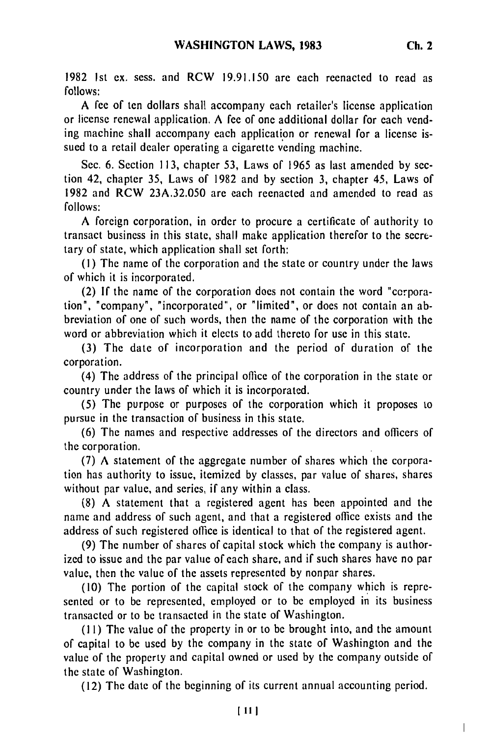1982 1st ex. sess. and RCW 19.91.150 are each reenacted to read as follows:

A fee of ten dollars shall accompany each retailer's license application or license renewal application. A fee of one additional dollar for each vending machine shall accompany each application or renewal for a license issued to a retail dealer operating a cigarette vending machine.

Sec. 6. Section 113, chapter 53, Laws of 1965 as last amended by section 42, chapter 35, Laws of 1982 and by section 3, chapter 45, Laws of 1982 and RCW 23A.32.050 are each reenacted and amended to read as follows:

A foreign corporation, in order to procure a certificate of authority to transact business in this state, shall make application therefor to the secretary of state, which application shall set forth:

(1) The name of the corporation and the state or country under the laws of which it is incorporated.

(2) If the name of the corporation does not contain the word "corporation", "company", "incorporated", or "limited", or does not contain an abbreviation of one of such words, then the name of the corporation with the word or abbreviation which it elects to add thereto for use in this state.

(3) The date of incorporation and the period of duration of the corporation.

(4) The address of the principal office of the corporation in the state or country under the laws of which it is incorporated.

(5) The purpose or purposes of the corporation which it proposes to pursue in the transaction of business in this state.

(6) The names and respective addresses of the directors and officers of the corporation.

(7) A statement of the aggregate number of shares which the corporation has authority to issue, itemized by classes, par value of shares, shares without par value, and series, if any within a class.

(8) A statement that a registered agent has been appointed and the name and address of such agent, and that a registered office exists and the address of such registered office is identical to that of the registered agent.

(9) The number of shares of capital stock which the company is authorized to issue and the par value of each share, and if such shares have no par value, then the value of the assets represented by nonpar shares.

(10) The portion of the capital stock of the company which is represented or to be represented, employed or to be employed in its business transacted or to be transacted in the state of Washington.

(11) The value of the property in or to be brought into, and the amount of capital to be used by the company in the state of Washington and the value of the property and capital owned or used by the company outside of the state of Washington.

(12) The date of the beginning of its current annual accounting period.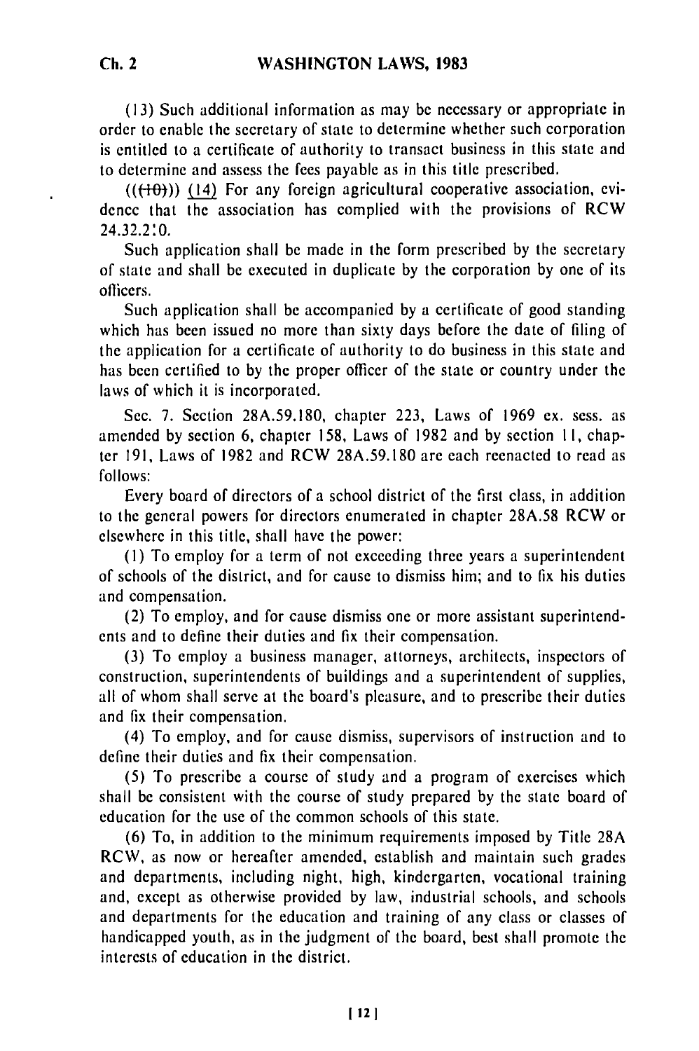(13) Such additional information as may be necessary or appropriate in order to enable the secretary of state to determine whether such corporation is entitled to a certificate of authority to transact business in this state and to determine and assess the fees payable as in this title prescribed.

~~((10))~~ (14) For any foreign agricultural cooperative association, evidence that the association has complied with the provisions of RCW 24.32.210.

Such application shall be made in the form prescribed by the secretary of state and shall be executed in duplicate by the corporation by one of its officers.

Such application shall be accompanied by a certificate of good standing which has been issued no more than sixty days before the date of filing of the application for a certificate of authority to do business in this state and has been certified to by the proper officer of the state or country under the laws of which it is incorporated.

Sec. 7. Section 28A.59.180, chapter 223, Laws of 1969 ex. sess. as amended by section 6, chapter 158, Laws of 1982 and by section 11, chapter 191, Laws of 1982 and RCW 28A.59.180 are each reenacted to read as follows:

Every board of directors of a school district of the first class, in addition to the general powers for directors enumerated in chapter 28A.58 RCW or elsewhere in this title, shall have the power:

(1) To employ for a term of not exceeding three years a superintendent of schools of the district, and for cause to dismiss him; and to fix his duties and compensation.

(2) To employ, and for cause dismiss one or more assistant superintendents and to define their duties and fix their compensation.

(3) To employ a business manager, attorneys, architects, inspectors of construction, superintendents of buildings and a superintendent of supplies, all of whom shall serve at the board's pleasure, and to prescribe their duties and fix their compensation.

(4) To employ, and for cause dismiss, supervisors of instruction and to define their duties and fix their compensation.

(5) To prescribe a course of study and a program of exercises which shall be consistent with the course of study prepared by the state board of education for the use of the common schools of this state.

(6) To, in addition to the minimum requirements imposed by Title 28A RCW, as now or hereafter amended, establish and maintain such grades and departments, including night, high, kindergarten, vocational training and, except as otherwise provided by law, industrial schools, and schools and departments for the education and training of any class or classes of handicapped youth, as in the judgment of the board, best shall promote the interests of education in the district.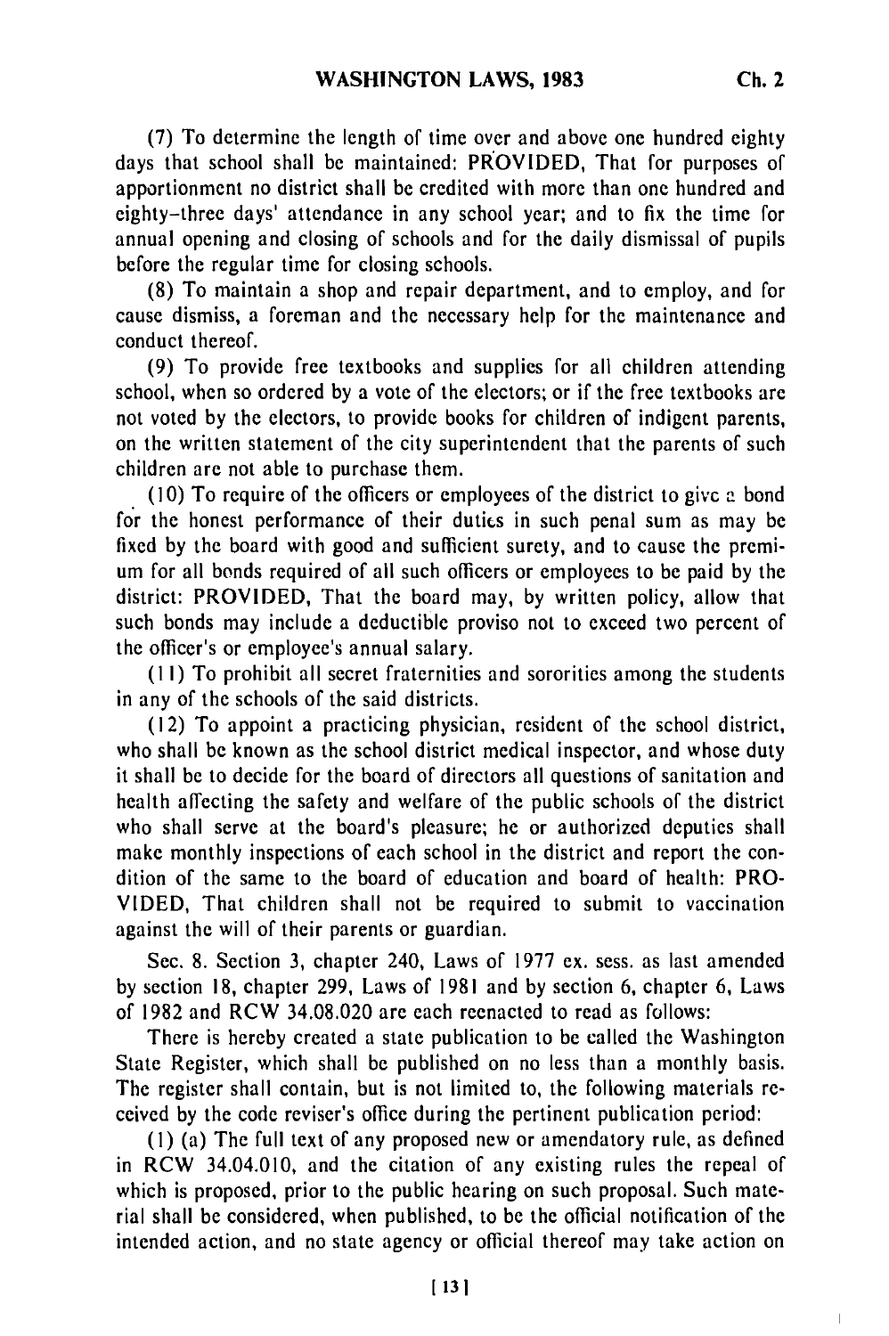(7) To determine the length of time over and above one hundred eighty days that school shall be maintained: PROVIDED, That for purposes of apportionment no district shall be credited with more than one hundred and eighty-three days' attendance in any school year; and to fix the time for annual opening and closing of schools and for the daily dismissal of pupils before the regular time for closing schools.

(8) To maintain a shop and repair department, and to employ, and for cause dismiss, a foreman and the necessary help for the maintenance and conduct thereof.

(9) To provide free textbooks and supplies for all children attending school, when so ordered by a vote of the electors; or if the free textbooks are not voted by the electors, to provide books for children of indigent parents, on the written statement of the city superintendent that the parents of such children are not able to purchase them.

(10) To require of the officers or employees of the district to give a bond for the honest performance of their duties in such penal sum as may be fixed by the board with good and sufficient surety, and to cause the premium for all bonds required of all such officers or employees to be paid by the district: PROVIDED, That the board may, by written policy, allow that such bonds may include a deductible proviso not to exceed two percent of the officer's or employee's annual salary.

(11) To prohibit all secret fraternities and sororities among the students in any of the schools of the said districts.

(12) To appoint a practicing physician, resident of the school district, who shall be known as the school district medical inspector, and whose duty it shall be to decide for the board of directors all questions of sanitation and health affecting the safety and welfare of the public schools of the district who shall serve at the board's pleasure; he or authorized deputies shall make monthly inspections of each school in the district and report the condition of the same to the board of education and board of health: PROVIDED, That children shall not be required to submit to vaccination against the will of their parents or guardian.

Sec. 8. Section 3, chapter 240, Laws of 1977 ex. sess. as last amended by section 18, chapter 299, Laws of 1981 and by section 6, chapter 6, Laws of 1982 and RCW 34.08.020 are each reenacted to read as follows:

There is hereby created a state publication to be called the Washington State Register, which shall be published on no less than a monthly basis. The register shall contain, but is not limited to, the following materials received by the code reviser's office during the pertinent publication period:

(1) (a) The full text of any proposed new or amendatory rule, as defined in RCW 34.04.010, and the citation of any existing rules the repeal of which is proposed, prior to the public hearing on such proposal. Such material shall be considered, when published, to be the official notification of the intended action, and no state agency or official thereof may take action on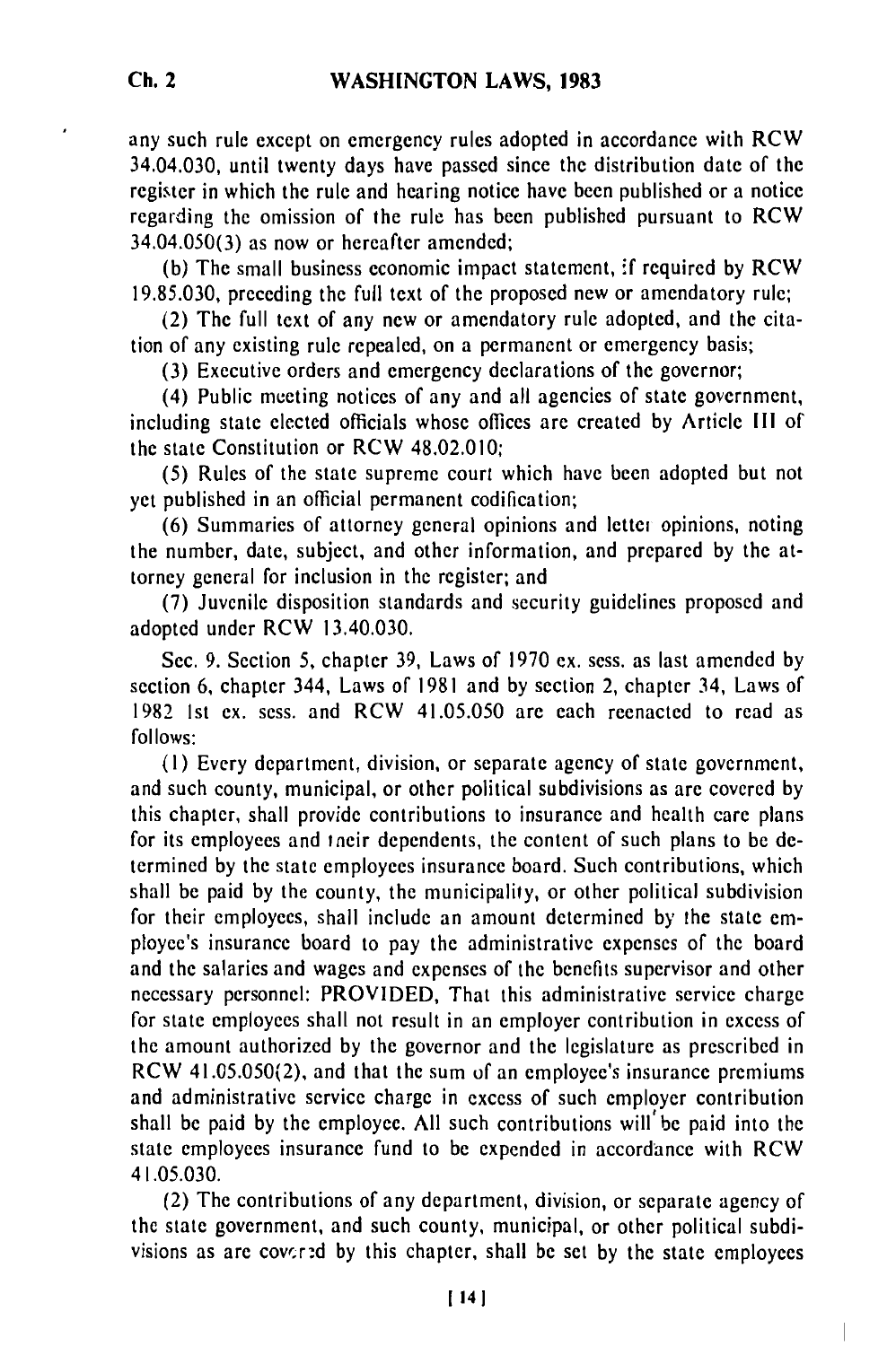any such rule except on emergency rules adopted in accordance with RCW 34.04.030, until twenty days have passed since the distribution date of the register in which the rule and hearing notice have been published or a notice regarding the omission of the rule has been published pursuant to RCW 34.04.050(3) as now or hereafter amended;

(b) The small business economic impact statement, if required by RCW 19.85.030, preceding the full text of the proposed new or amendatory rule;

(2) The full text of any new or amendatory rule adopted, and the citation of any existing rule repealed, on a permanent or emergency basis;

(3) Executive orders and emergency declarations of the governor;

(4) Public meeting notices of any and all agencies of state government, including state elected officials whose offices are created by Article III of the state Constitution or RCW 48.02.010;

(5) Rules of the state supreme court which have been adopted but not yet published in an official permanent codification;

(6) Summaries of attorney general opinions and letter opinions, noting the number, date, subject, and other information, and prepared by the attorney general for inclusion in the register; and

(7) Juvenile disposition standards and security guidelines proposed and adopted under RCW 13.40.030.

Sec. 9. Section 5, chapter 39, Laws of 1970 ex. sess. as last amended by section 6, chapter 344, Laws of 1981 and by section 2, chapter 34, Laws of 1982 1st ex. sess. and RCW 41.05.050 are each reenacted to read as follows:

(1) Every department, division, or separate agency of state government, and such county, municipal, or other political subdivisions as are covered by this chapter, shall provide contributions to insurance and health care plans for its employees and their dependents, the content of such plans to be determined by the state employees insurance board. Such contributions, which shall be paid by the county, the municipality, or other political subdivision for their employees, shall include an amount determined by the state employee's insurance board to pay the administrative expenses of the board and the salaries and wages and expenses of the benefits supervisor and other necessary personnel: PROVIDED, That this administrative service charge for state employees shall not result in an employer contribution in excess of the amount authorized by the governor and the legislature as prescribed in RCW 41.05.050(2), and that the sum of an employee's insurance premiums and administrative service charge in excess of such employer contribution shall be paid by the employee. All such contributions will be paid into the state employees insurance fund to be expended in accordance with RCW 41.05.030.

(2) The contributions of any department, division, or separate agency of the state government, and such county, municipal, or other political subdivisions as are covered by this chapter, shall be set by the state employees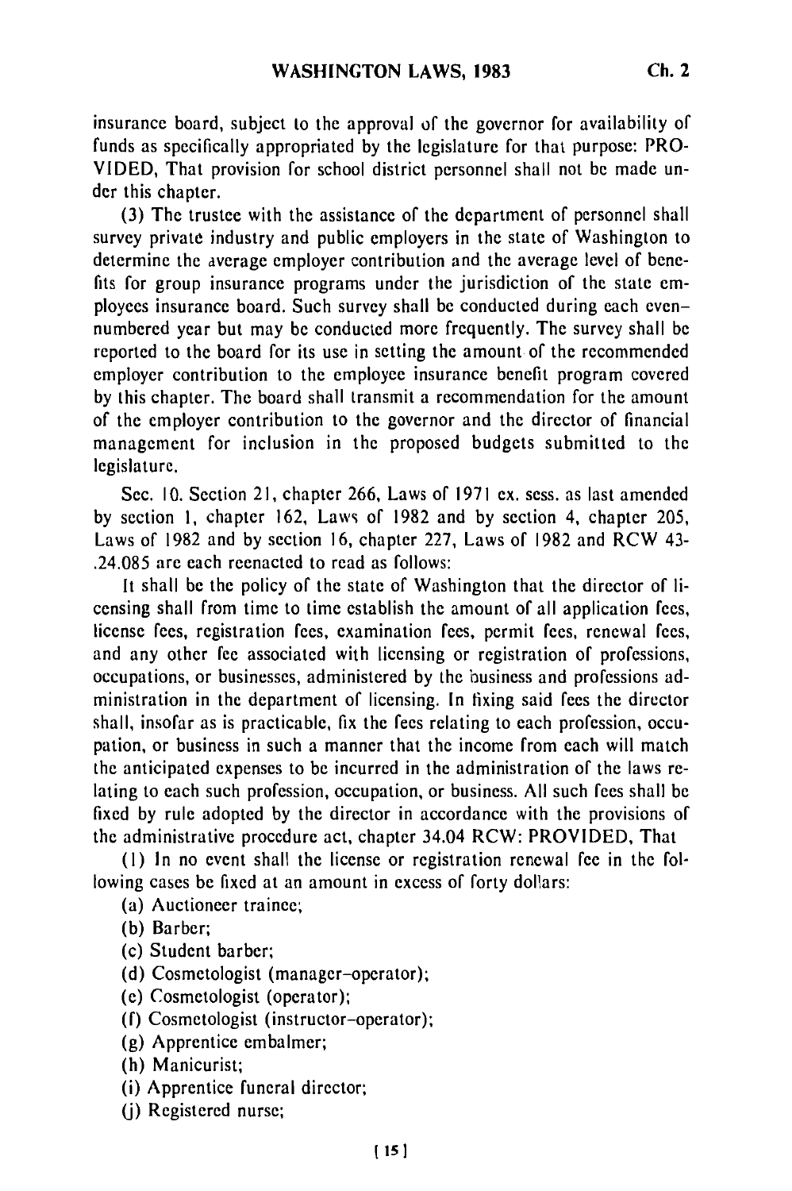insurance board, subject to the approval of the governor for availability of funds as specifically appropriated by the legislature for that purpose: PROVIDED, That provision for school district personnel shall not be made under this chapter.

(3) The trustee with the assistance of the department of personnel shall survey private industry and public employers in the state of Washington to determine the average employer contribution and the average level of benefits for group insurance programs under the jurisdiction of the state employees insurance board. Such survey shall be conducted during each even-numbered year but may be conducted more frequently. The survey shall be reported to the board for its use in setting the amount of the recommended employer contribution to the employee insurance benefit program covered by this chapter. The board shall transmit a recommendation for the amount of the employer contribution to the governor and the director of financial management for inclusion in the proposed budgets submitted to the legislature.

Sec. 10. Section 21, chapter 266, Laws of 1971 ex. sess. as last amended by section 1, chapter 162, Laws of 1982 and by section 4, chapter 205, Laws of 1982 and by section 16, chapter 227, Laws of 1982 and RCW 43-.24.085 are each reenacted to read as follows:

It shall be the policy of the state of Washington that the director of licensing shall from time to time establish the amount of all application fees, license fees, registration fees, examination fees, permit fees, renewal fees, and any other fee associated with licensing or registration of professions, occupations, or businesses, administered by the business and professions administration in the department of licensing. In fixing said fees the director shall, insofar as is practicable, fix the fees relating to each profession, occupation, or business in such a manner that the income from each will match the anticipated expenses to be incurred in the administration of the laws relating to each such profession, occupation, or business. All such fees shall be fixed by rule adopted by the director in accordance with the provisions of the administrative procedure act, chapter 34.04 RCW: PROVIDED, That

(1) In no event shall the license or registration renewal fee in the following cases be fixed at an amount in excess of forty dollars:

(a) Auctioneer trainee;

(b) Barber;

(c) Student barber;

(d) Cosmetologist (manager–operator);

(e) Cosmetologist (operator);

(f) Cosmetologist (instructor–operator);

(g) Apprentice embalmer;

(h) Manicurist;

(i) Apprentice funeral director;

(j) Registered nurse;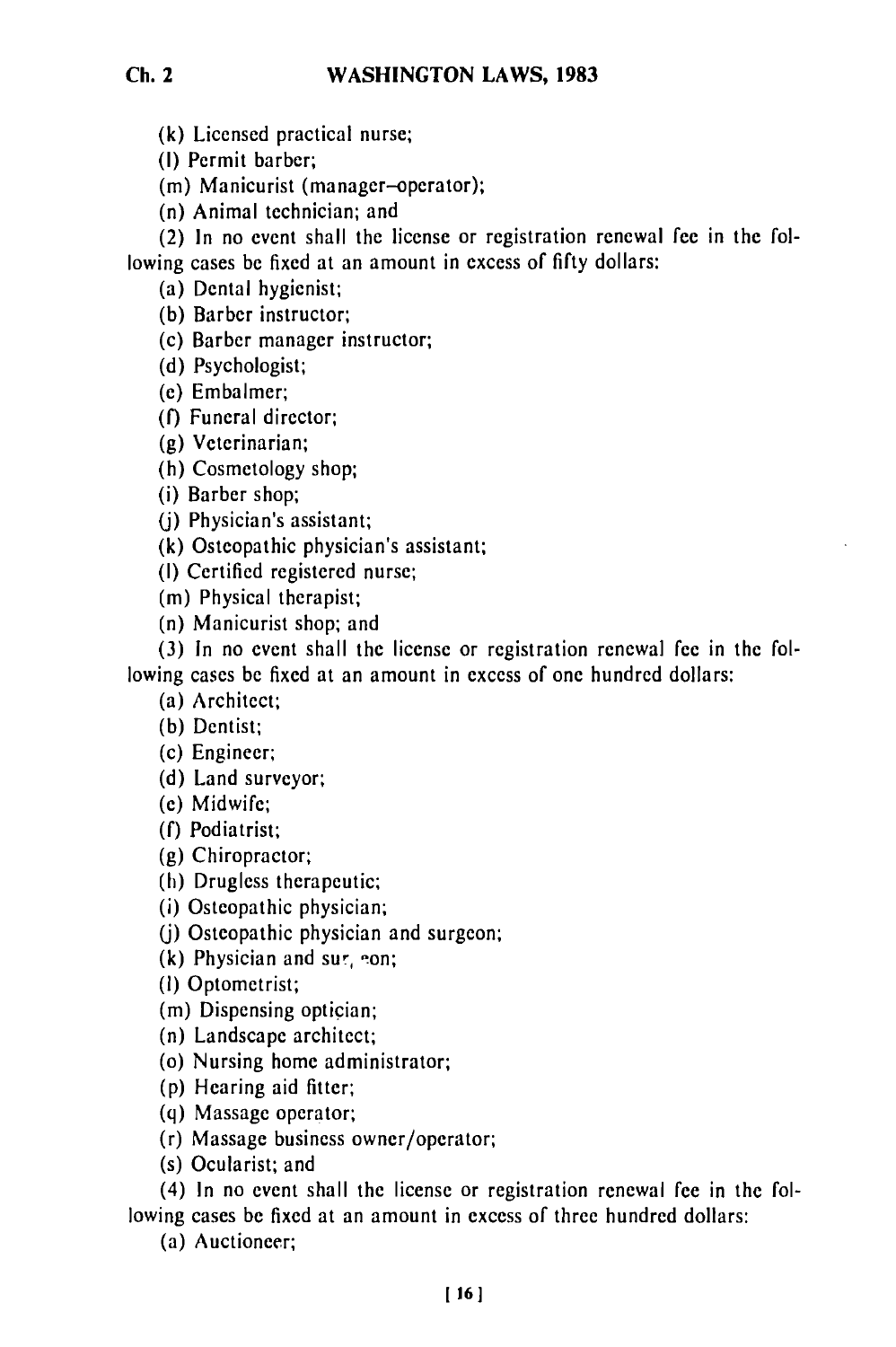(k) Licensed practical nurse;

(l) Permit barber;

(m) Manicurist (manager–operator);

(n) Animal technician; and

(2) In no event shall the license or registration renewal fee in the following cases be fixed at an amount in excess of fifty dollars:

(a) Dental hygienist;

(b) Barber instructor;

(c) Barber manager instructor;

(d) Psychologist;

(e) Embalmer;

(f) Funeral director;

(g) Veterinarian;

(h) Cosmetology shop;

(i) Barber shop;

(j) Physician's assistant;

(k) Osteopathic physician's assistant;

(l) Certified registered nurse;

(m) Physical therapist;

(n) Manicurist shop; and

(3) In no event shall the license or registration renewal fee in the following cases be fixed at an amount in excess of one hundred dollars:

(a) Architect;

(b) Dentist;

(c) Engineer;

(d) Land surveyor;

(e) Midwife;

(f) Podiatrist;

(g) Chiropractor;

(h) Drugless therapeutic;

(i) Osteopathic physician;

(j) Osteopathic physician and surgeon;

(k) Physician and surgeon;

(l) Optometrist;

(m) Dispensing optician;

(n) Landscape architect;

(o) Nursing home administrator;

(p) Hearing aid fitter;

(q) Massage operator;

(r) Massage business owner/operator;

(s) Ocularist; and

(4) In no event shall the license or registration renewal fee in the following cases be fixed at an amount in excess of three hundred dollars:

(a) Auctioneer;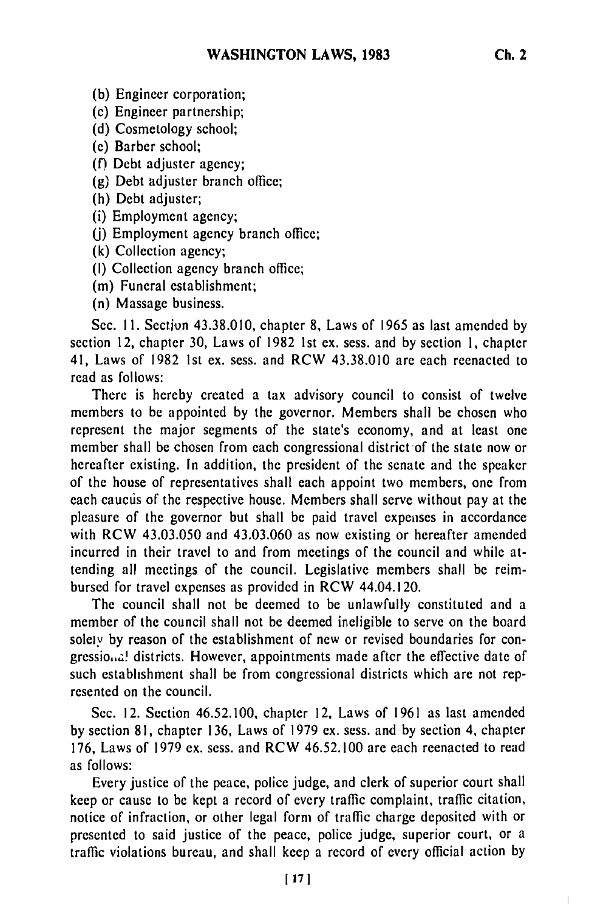(b) Engineer corporation;
(c) Engineer partnership;
(d) Cosmetology school;
(e) Barber school;
(f) Debt adjuster agency;
(g) Debt adjuster branch office;
(h) Debt adjuster;
(i) Employment agency;
(j) Employment agency branch office;
(k) Collection agency;
(l) Collection agency branch office;
(m) Funeral establishment;
(n) Massage business.

Sec. 11. Section 43.38.010, chapter 8, Laws of 1965 as last amended by section 12, chapter 30, Laws of 1982 1st ex. sess. and by section 1, chapter 41, Laws of 1982 1st ex. sess. and RCW 43.38.010 are each reenacted to read as follows:

There is hereby created a tax advisory council to consist of twelve members to be appointed by the governor. Members shall be chosen who represent the major segments of the state's economy, and at least one member shall be chosen from each congressional district of the state now or hereafter existing. In addition, the president of the senate and the speaker of the house of representatives shall each appoint two members, one from each caucus of the respective house. Members shall serve without pay at the pleasure of the governor but shall be paid travel expenses in accordance with RCW 43.03.050 and 43.03.060 as now existing or hereafter amended incurred in their travel to and from meetings of the council and while attending all meetings of the council. Legislative members shall be reimbursed for travel expenses as provided in RCW 44.04.120.

The council shall not be deemed to be unlawfully constituted and a member of the council shall not be deemed ineligible to serve on the board solely by reason of the establishment of new or revised boundaries for congressional districts. However, appointments made after the effective date of such establishment shall be from congressional districts which are not represented on the council.

Sec. 12. Section 46.52.100, chapter 12, Laws of 1961 as last amended by section 81, chapter 136, Laws of 1979 ex. sess. and by section 4, chapter 176, Laws of 1979 ex. sess. and RCW 46.52.100 are each reenacted to read as follows:

Every justice of the peace, police judge, and clerk of superior court shall keep or cause to be kept a record of every traffic complaint, traffic citation, notice of infraction, or other legal form of traffic charge deposited with or presented to said justice of the peace, police judge, superior court, or a traffic violations bureau, and shall keep a record of every official action by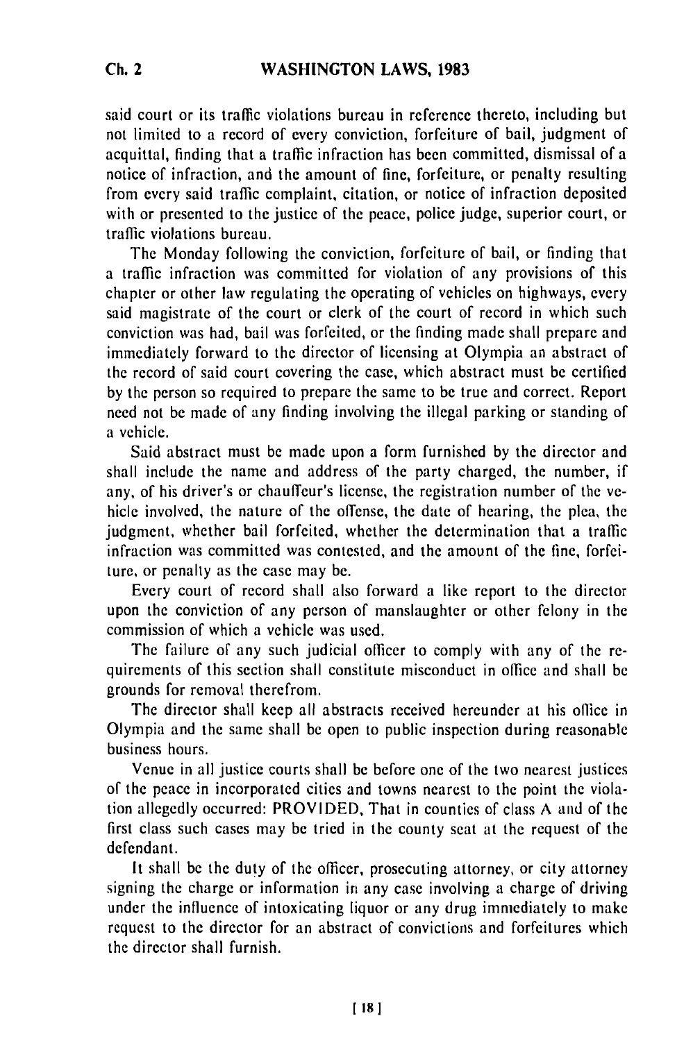said court or its traffic violations bureau in reference thereto, including but not limited to a record of every conviction, forfeiture of bail, judgment of acquittal, finding that a traffic infraction has been committed, dismissal of a notice of infraction, and the amount of fine, forfeiture, or penalty resulting from every said traffic complaint, citation, or notice of infraction deposited with or presented to the justice of the peace, police judge, superior court, or traffic violations bureau.

The Monday following the conviction, forfeiture of bail, or finding that a traffic infraction was committed for violation of any provisions of this chapter or other law regulating the operating of vehicles on highways, every said magistrate of the court or clerk of the court of record in which such conviction was had, bail was forfeited, or the finding made shall prepare and immediately forward to the director of licensing at Olympia an abstract of the record of said court covering the case, which abstract must be certified by the person so required to prepare the same to be true and correct. Report need not be made of any finding involving the illegal parking or standing of a vehicle.

Said abstract must be made upon a form furnished by the director and shall include the name and address of the party charged, the number, if any, of his driver's or chauffeur's license, the registration number of the vehicle involved, the nature of the offense, the date of hearing, the plea, the judgment, whether bail forfeited, whether the determination that a traffic infraction was committed was contested, and the amount of the fine, forfeiture, or penalty as the case may be.

Every court of record shall also forward a like report to the director upon the conviction of any person of manslaughter or other felony in the commission of which a vehicle was used.

The failure of any such judicial officer to comply with any of the requirements of this section shall constitute misconduct in office and shall be grounds for removal therefrom.

The director shall keep all abstracts received hereunder at his office in Olympia and the same shall be open to public inspection during reasonable business hours.

Venue in all justice courts shall be before one of the two nearest justices of the peace in incorporated cities and towns nearest to the point the violation allegedly occurred: PROVIDED, That in counties of class A and of the first class such cases may be tried in the county seat at the request of the defendant.

It shall be the duty of the officer, prosecuting attorney, or city attorney signing the charge or information in any case involving a charge of driving under the influence of intoxicating liquor or any drug immediately to make request to the director for an abstract of convictions and forfeitures which the director shall furnish.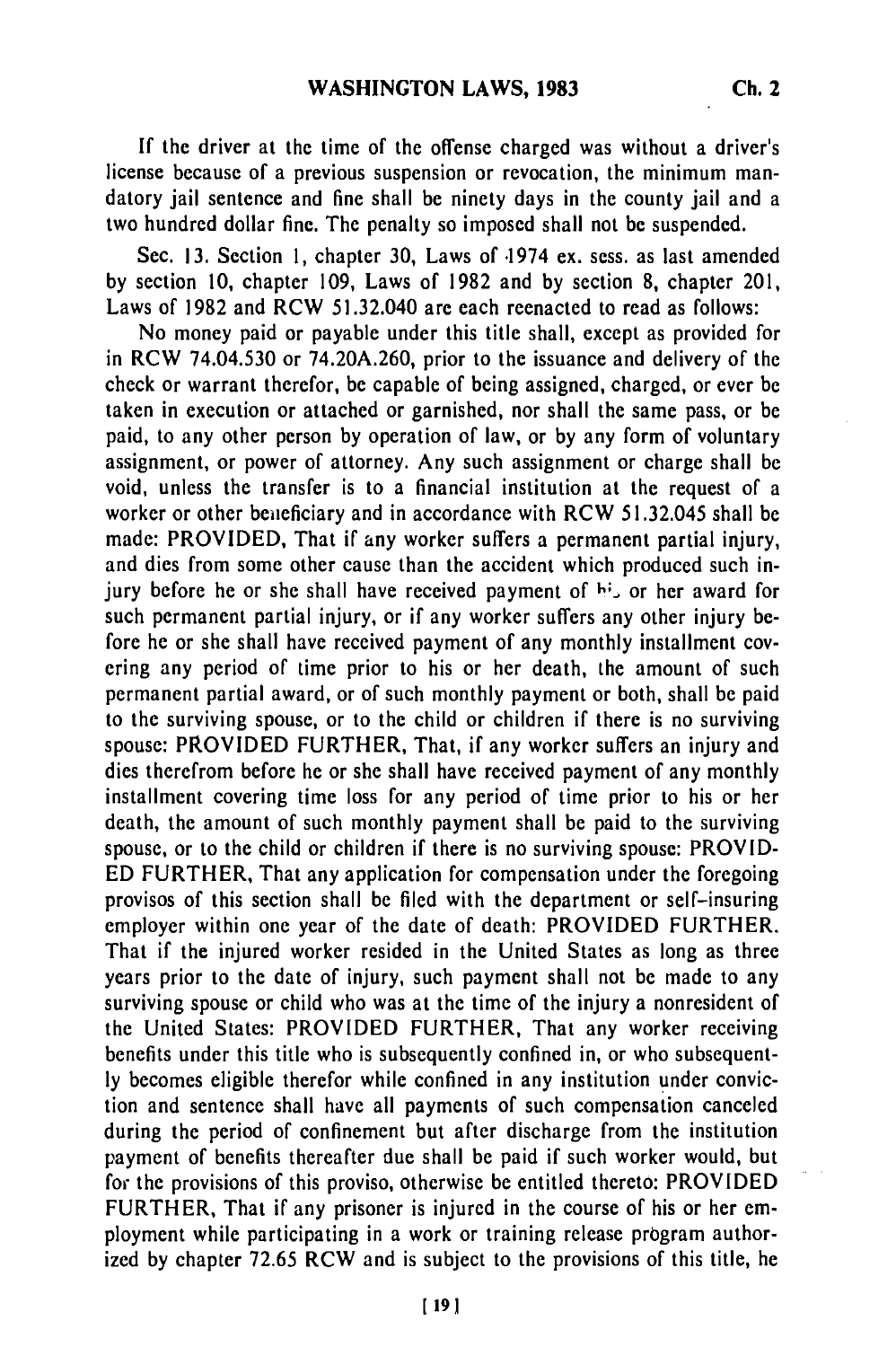If the driver at the time of the offense charged was without a driver's license because of a previous suspension or revocation, the minimum mandatory jail sentence and fine shall be ninety days in the county jail and a two hundred dollar fine. The penalty so imposed shall not be suspended.

Sec. 13. Section 1, chapter 30, Laws of 1974 ex. sess. as last amended by section 10, chapter 109, Laws of 1982 and by section 8, chapter 201, Laws of 1982 and RCW 51.32.040 are each reenacted to read as follows:

No money paid or payable under this title shall, except as provided for in RCW 74.04.530 or 74.20A.260, prior to the issuance and delivery of the check or warrant therefor, be capable of being assigned, charged, or ever be taken in execution or attached or garnished, nor shall the same pass, or be paid, to any other person by operation of law, or by any form of voluntary assignment, or power of attorney. Any such assignment or charge shall be void, unless the transfer is to a financial institution at the request of a worker or other beneficiary and in accordance with RCW 51.32.045 shall be made: PROVIDED, That if any worker suffers a permanent partial injury, and dies from some other cause than the accident which produced such injury before he or she shall have received payment of his or her award for such permanent partial injury, or if any worker suffers any other injury before he or she shall have received payment of any monthly installment covering any period of time prior to his or her death, the amount of such permanent partial award, or of such monthly payment or both, shall be paid to the surviving spouse, or to the child or children if there is no surviving spouse: PROVIDED FURTHER, That, if any worker suffers an injury and dies therefrom before he or she shall have received payment of any monthly installment covering time loss for any period of time prior to his or her death, the amount of such monthly payment shall be paid to the surviving spouse, or to the child or children if there is no surviving spouse: PROVIDED FURTHER, That any application for compensation under the foregoing provisos of this section shall be filed with the department or self-insuring employer within one year of the date of death: PROVIDED FURTHER, That if the injured worker resided in the United States as long as three years prior to the date of injury, such payment shall not be made to any surviving spouse or child who was at the time of the injury a nonresident of the United States: PROVIDED FURTHER, That any worker receiving benefits under this title who is subsequently confined in, or who subsequently becomes eligible therefor while confined in any institution under conviction and sentence shall have all payments of such compensation canceled during the period of confinement but after discharge from the institution payment of benefits thereafter due shall be paid if such worker would, but for the provisions of this proviso, otherwise be entitled thereto: PROVIDED FURTHER, That if any prisoner is injured in the course of his or her employment while participating in a work or training release program authorized by chapter 72.65 RCW and is subject to the provisions of this title, he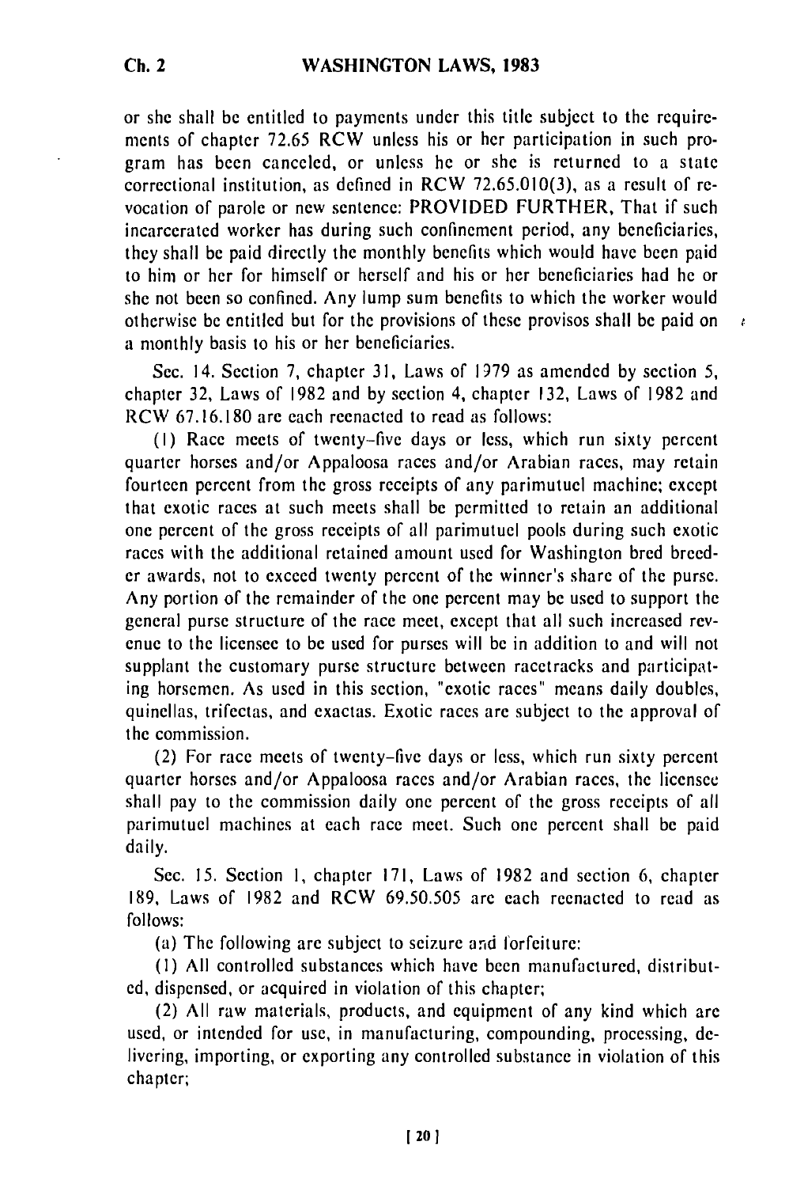or she shall be entitled to payments under this title subject to the requirements of chapter 72.65 RCW unless his or her participation in such program has been canceled, or unless he or she is returned to a state correctional institution, as defined in RCW 72.65.010(3), as a result of revocation of parole or new sentence: PROVIDED FURTHER, That if such incarcerated worker has during such confinement period, any beneficiaries, they shall be paid directly the monthly benefits which would have been paid to him or her for himself or herself and his or her beneficiaries had he or she not been so confined. Any lump sum benefits to which the worker would otherwise be entitled but for the provisions of these provisos shall be paid on a monthly basis to his or her beneficiaries.

Sec. 14. Section 7, chapter 31, Laws of 1979 as amended by section 5, chapter 32, Laws of 1982 and by section 4, chapter 132, Laws of 1982 and RCW 67.16.180 are each reenacted to read as follows:

(1) Race meets of twenty-five days or less, which run sixty percent quarter horses and/or Appaloosa races and/or Arabian races, may retain fourteen percent from the gross receipts of any parimutuel machine; except that exotic races at such meets shall be permitted to retain an additional one percent of the gross receipts of all parimutuel pools during such exotic races with the additional retained amount used for Washington bred breeder awards, not to exceed twenty percent of the winner's share of the purse. Any portion of the remainder of the one percent may be used to support the general purse structure of the race meet, except that all such increased revenue to the licensee to be used for purses will be in addition to and will not supplant the customary purse structure between racetracks and participating horsemen. As used in this section, "exotic races" means daily doubles, quinellas, trifectas, and exactas. Exotic races are subject to the approval of the commission.

(2) For race meets of twenty-five days or less, which run sixty percent quarter horses and/or Appaloosa races and/or Arabian races, the licensee shall pay to the commission daily one percent of the gross receipts of all parimutuel machines at each race meet. Such one percent shall be paid daily.

Sec. 15. Section 1, chapter 171, Laws of 1982 and section 6, chapter 189, Laws of 1982 and RCW 69.50.505 are each reenacted to read as follows:

(a) The following are subject to seizure and forfeiture:

(1) All controlled substances which have been manufactured, distributed, dispensed, or acquired in violation of this chapter;

(2) All raw materials, products, and equipment of any kind which are used, or intended for use, in manufacturing, compounding, processing, delivering, importing, or exporting any controlled substance in violation of this chapter;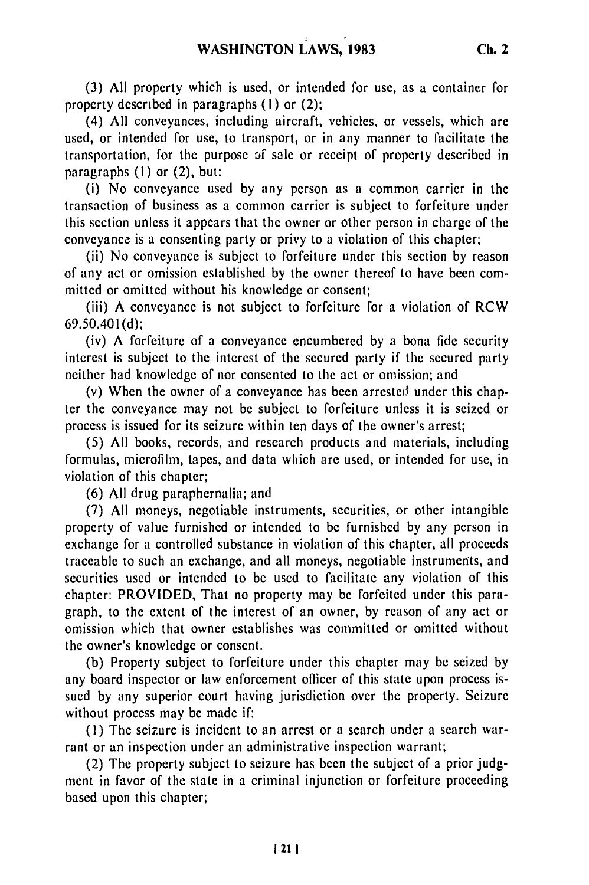(3) All property which is used, or intended for use, as a container for property described in paragraphs (1) or (2);

(4) All conveyances, including aircraft, vehicles, or vessels, which are used, or intended for use, to transport, or in any manner to facilitate the transportation, for the purpose of sale or receipt of property described in paragraphs (1) or (2), but:

(i) No conveyance used by any person as a common carrier in the transaction of business as a common carrier is subject to forfeiture under this section unless it appears that the owner or other person in charge of the conveyance is a consenting party or privy to a violation of this chapter;

(ii) No conveyance is subject to forfeiture under this section by reason of any act or omission established by the owner thereof to have been committed or omitted without his knowledge or consent;

(iii) A conveyance is not subject to forfeiture for a violation of RCW 69.50.401(d);

(iv) A forfeiture of a conveyance encumbered by a bona fide security interest is subject to the interest of the secured party if the secured party neither had knowledge of nor consented to the act or omission; and

(v) When the owner of a conveyance has been arrested under this chapter the conveyance may not be subject to forfeiture unless it is seized or process is issued for its seizure within ten days of the owner's arrest;

(5) All books, records, and research products and materials, including formulas, microfilm, tapes, and data which are used, or intended for use, in violation of this chapter;

(6) All drug paraphernalia; and

(7) All moneys, negotiable instruments, securities, or other intangible property of value furnished or intended to be furnished by any person in exchange for a controlled substance in violation of this chapter, all proceeds traceable to such an exchange, and all moneys, negotiable instruments, and securities used or intended to be used to facilitate any violation of this chapter: PROVIDED, That no property may be forfeited under this paragraph, to the extent of the interest of an owner, by reason of any act or omission which that owner establishes was committed or omitted without the owner's knowledge or consent.

(b) Property subject to forfeiture under this chapter may be seized by any board inspector or law enforcement officer of this state upon process issued by any superior court having jurisdiction over the property. Seizure without process may be made if:

(1) The seizure is incident to an arrest or a search under a search warrant or an inspection under an administrative inspection warrant;

(2) The property subject to seizure has been the subject of a prior judgment in favor of the state in a criminal injunction or forfeiture proceeding based upon this chapter;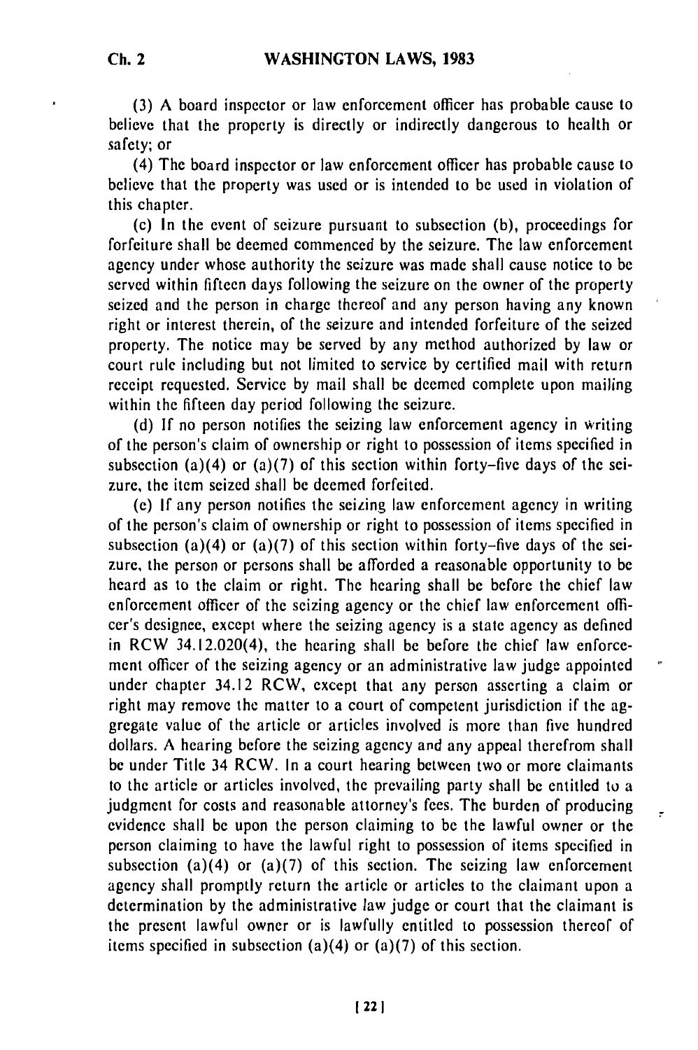(3) A board inspector or law enforcement officer has probable cause to believe that the property is directly or indirectly dangerous to health or safety; or

(4) The board inspector or law enforcement officer has probable cause to believe that the property was used or is intended to be used in violation of this chapter.

(c) In the event of seizure pursuant to subsection (b), proceedings for forfeiture shall be deemed commenced by the seizure. The law enforcement agency under whose authority the seizure was made shall cause notice to be served within fifteen days following the seizure on the owner of the property seized and the person in charge thereof and any person having any known right or interest therein, of the seizure and intended forfeiture of the seized property. The notice may be served by any method authorized by law or court rule including but not limited to service by certified mail with return receipt requested. Service by mail shall be deemed complete upon mailing within the fifteen day period following the seizure.

(d) If no person notifies the seizing law enforcement agency in writing of the person's claim of ownership or right to possession of items specified in subsection (a)(4) or (a)(7) of this section within forty-five days of the seizure, the item seized shall be deemed forfeited.

(e) If any person notifies the seizing law enforcement agency in writing of the person's claim of ownership or right to possession of items specified in subsection (a)(4) or (a)(7) of this section within forty-five days of the seizure, the person or persons shall be afforded a reasonable opportunity to be heard as to the claim or right. The hearing shall be before the chief law enforcement officer of the seizing agency or the chief law enforcement officer's designee, except where the seizing agency is a state agency as defined in RCW 34.12.020(4), the hearing shall be before the chief law enforcement officer of the seizing agency or an administrative law judge appointed under chapter 34.12 RCW, except that any person asserting a claim or right may remove the matter to a court of competent jurisdiction if the aggregate value of the article or articles involved is more than five hundred dollars. A hearing before the seizing agency and any appeal therefrom shall be under Title 34 RCW. In a court hearing between two or more claimants to the article or articles involved, the prevailing party shall be entitled to a judgment for costs and reasonable attorney's fees. The burden of producing evidence shall be upon the person claiming to be the lawful owner or the person claiming to have the lawful right to possession of items specified in subsection (a)(4) or (a)(7) of this section. The seizing law enforcement agency shall promptly return the article or articles to the claimant upon a determination by the administrative law judge or court that the claimant is the present lawful owner or is lawfully entitled to possession thereof of items specified in subsection (a)(4) or (a)(7) of this section.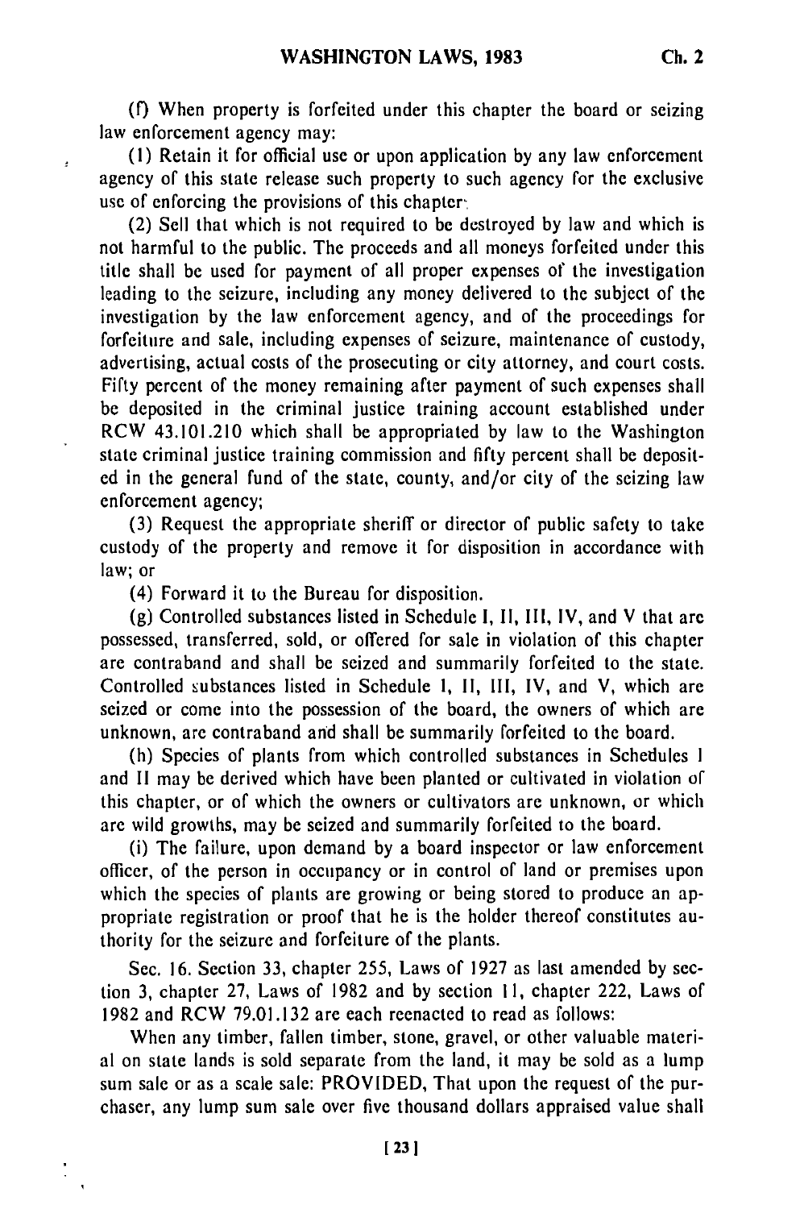(f) When property is forfeited under this chapter the board or seizing law enforcement agency may:

(1) Retain it for official use or upon application by any law enforcement agency of this state release such property to such agency for the exclusive use of enforcing the provisions of this chapter;

(2) Sell that which is not required to be destroyed by law and which is not harmful to the public. The proceeds and all moneys forfeited under this title shall be used for payment of all proper expenses of the investigation leading to the seizure, including any money delivered to the subject of the investigation by the law enforcement agency, and of the proceedings for forfeiture and sale, including expenses of seizure, maintenance of custody, advertising, actual costs of the prosecuting or city attorney, and court costs. Fifty percent of the money remaining after payment of such expenses shall be deposited in the criminal justice training account established under RCW 43.101.210 which shall be appropriated by law to the Washington state criminal justice training commission and fifty percent shall be deposited in the general fund of the state, county, and/or city of the seizing law enforcement agency;

(3) Request the appropriate sheriff or director of public safety to take custody of the property and remove it for disposition in accordance with law; or

(4) Forward it to the Bureau for disposition.

(g) Controlled substances listed in Schedule I, II, III, IV, and V that are possessed, transferred, sold, or offered for sale in violation of this chapter are contraband and shall be seized and summarily forfeited to the state. Controlled substances listed in Schedule I, II, III, IV, and V, which are seized or come into the possession of the board, the owners of which are unknown, are contraband and shall be summarily forfeited to the board.

(h) Species of plants from which controlled substances in Schedules I and II may be derived which have been planted or cultivated in violation of this chapter, or of which the owners or cultivators are unknown, or which are wild growths, may be seized and summarily forfeited to the board.

(i) The failure, upon demand by a board inspector or law enforcement officer, of the person in occupancy or in control of land or premises upon which the species of plants are growing or being stored to produce an appropriate registration or proof that he is the holder thereof constitutes authority for the seizure and forfeiture of the plants.

Sec. 16. Section 33, chapter 255, Laws of 1927 as last amended by section 3, chapter 27, Laws of 1982 and by section 11, chapter 222, Laws of 1982 and RCW 79.01.132 are each reenacted to read as follows:

When any timber, fallen timber, stone, gravel, or other valuable material on state lands is sold separate from the land, it may be sold as a lump sum sale or as a scale sale: PROVIDED, That upon the request of the purchaser, any lump sum sale over five thousand dollars appraised value shall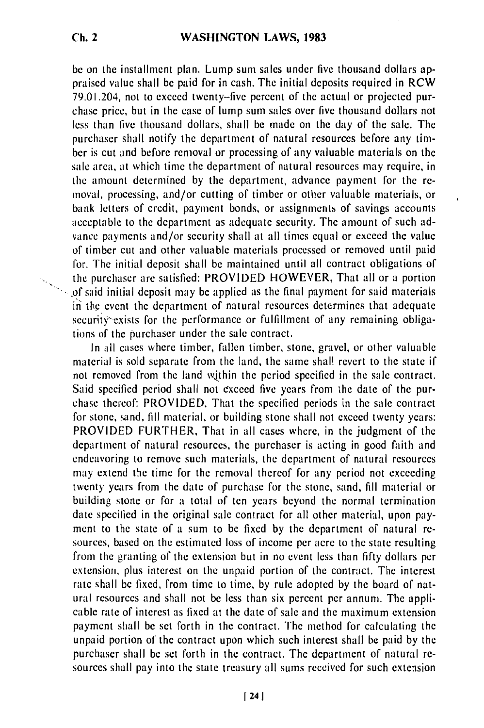be on the installment plan. Lump sum sales under five thousand dollars appraised value shall be paid for in cash. The initial deposits required in RCW 79.01.204, not to exceed twenty-five percent of the actual or projected purchase price, but in the case of lump sum sales over five thousand dollars not less than five thousand dollars, shall be made on the day of the sale. The purchaser shall notify the department of natural resources before any timber is cut and before removal or processing of any valuable materials on the sale area, at which time the department of natural resources may require, in the amount determined by the department, advance payment for the removal, processing, and/or cutting of timber or other valuable materials, or bank letters of credit, payment bonds, or assignments of savings accounts acceptable to the department as adequate security. The amount of such advance payments and/or security shall at all times equal or exceed the value of timber cut and other valuable materials processed or removed until paid for. The initial deposit shall be maintained until all contract obligations of the purchaser are satisfied: PROVIDED HOWEVER, That all or a portion of said initial deposit may be applied as the final payment for said materials in the event the department of natural resources determines that adequate security exists for the performance or fulfillment of any remaining obligations of the purchaser under the sale contract.

In all cases where timber, fallen timber, stone, gravel, or other valuable material is sold separate from the land, the same shall revert to the state if not removed from the land within the period specified in the sale contract. Said specified period shall not exceed five years from the date of the purchase thereof: PROVIDED, That the specified periods in the sale contract for stone, sand, fill material, or building stone shall not exceed twenty years: PROVIDED FURTHER, That in all cases where, in the judgment of the department of natural resources, the purchaser is acting in good faith and endeavoring to remove such materials, the department of natural resources may extend the time for the removal thereof for any period not exceeding twenty years from the date of purchase for the stone, sand, fill material or building stone or for a total of ten years beyond the normal termination date specified in the original sale contract for all other material, upon payment to the state of a sum to be fixed by the department of natural resources, based on the estimated loss of income per acre to the state resulting from the granting of the extension but in no event less than fifty dollars per extension, plus interest on the unpaid portion of the contract. The interest rate shall be fixed, from time to time, by rule adopted by the board of natural resources and shall not be less than six percent per annum. The applicable rate of interest as fixed at the date of sale and the maximum extension payment shall be set forth in the contract. The method for calculating the unpaid portion of the contract upon which such interest shall be paid by the purchaser shall be set forth in the contract. The department of natural resources shall pay into the state treasury all sums received for such extension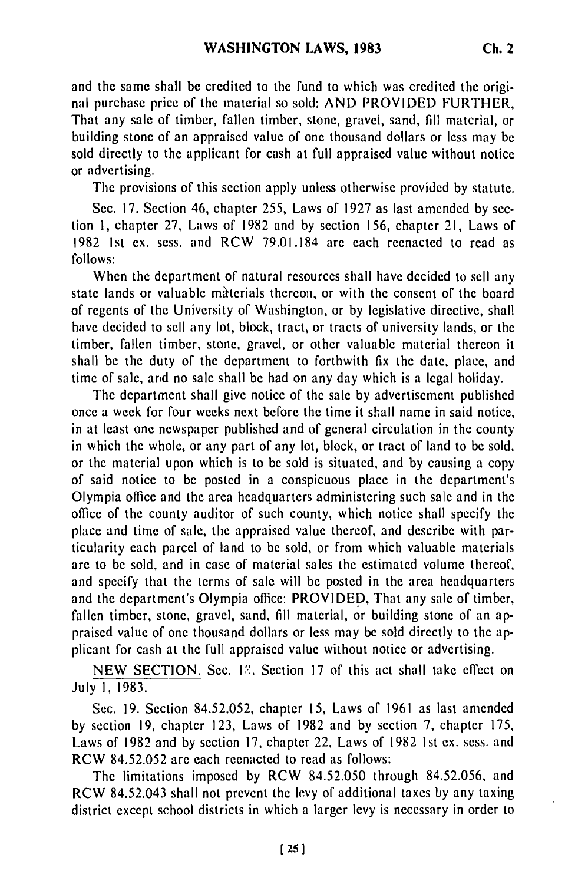and the same shall be credited to the fund to which was credited the original purchase price of the material so sold: AND PROVIDED FURTHER, That any sale of timber, fallen timber, stone, gravel, sand, fill material, or building stone of an appraised value of one thousand dollars or less may be sold directly to the applicant for cash at full appraised value without notice or advertising.

The provisions of this section apply unless otherwise provided by statute.

Sec. 17. Section 46, chapter 255, Laws of 1927 as last amended by section 1, chapter 27, Laws of 1982 and by section 156, chapter 21, Laws of 1982 1st ex. sess. and RCW 79.01.184 are each reenacted to read as follows:

When the department of natural resources shall have decided to sell any state lands or valuable materials thereon, or with the consent of the board of regents of the University of Washington, or by legislative directive, shall have decided to sell any lot, block, tract, or tracts of university lands, or the timber, fallen timber, stone, gravel, or other valuable material thereon it shall be the duty of the department to forthwith fix the date, place, and time of sale, and no sale shall be had on any day which is a legal holiday.

The department shall give notice of the sale by advertisement published once a week for four weeks next before the time it shall name in said notice, in at least one newspaper published and of general circulation in the county in which the whole, or any part of any lot, block, or tract of land to be sold, or the material upon which is to be sold is situated, and by causing a copy of said notice to be posted in a conspicuous place in the department's Olympia office and the area headquarters administering such sale and in the office of the county auditor of such county, which notice shall specify the place and time of sale, the appraised value thereof, and describe with particularity each parcel of land to be sold, or from which valuable materials are to be sold, and in case of material sales the estimated volume thereof, and specify that the terms of sale will be posted in the area headquarters and the department's Olympia office: PROVIDED, That any sale of timber, fallen timber, stone, gravel, sand, fill material, or building stone of an appraised value of one thousand dollars or less may be sold directly to the applicant for cash at the full appraised value without notice or advertising.

NEW SECTION. Sec. 18. Section 17 of this act shall take effect on July 1, 1983.

Sec. 19. Section 84.52.052, chapter 15, Laws of 1961 as last amended by section 19, chapter 123, Laws of 1982 and by section 7, chapter 175, Laws of 1982 and by section 17, chapter 22, Laws of 1982 1st ex. sess. and RCW 84.52.052 are each reenacted to read as follows:

The limitations imposed by RCW 84.52.050 through 84.52.056, and RCW 84.52.043 shall not prevent the levy of additional taxes by any taxing district except school districts in which a larger levy is necessary in order to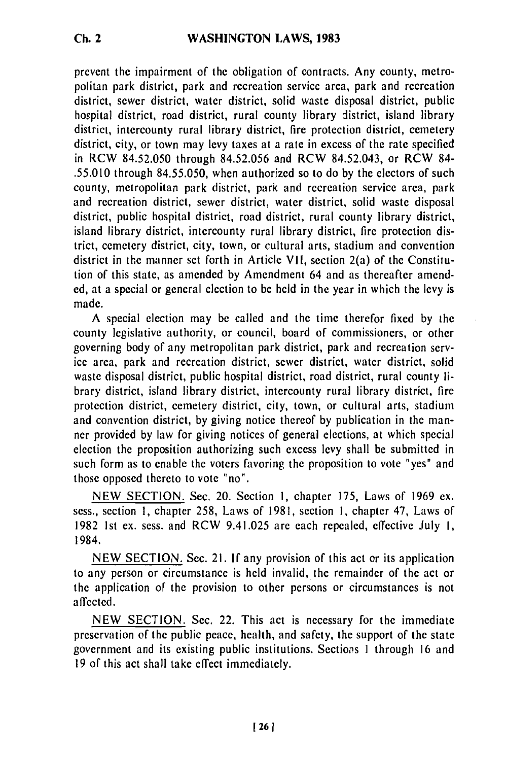prevent the impairment of the obligation of contracts. Any county, metropolitan park district, park and recreation service area, park and recreation district, sewer district, water district, solid waste disposal district, public hospital district, road district, rural county library district, island library district, intercounty rural library district, fire protection district, cemetery district, city, or town may levy taxes at a rate in excess of the rate specified in RCW 84.52.050 through 84.52.056 and RCW 84.52.043, or RCW 84-.55.010 through 84.55.050, when authorized so to do by the electors of such county, metropolitan park district, park and recreation service area, park and recreation district, sewer district, water district, solid waste disposal district, public hospital district, road district, rural county library district, island library district, intercounty rural library district, fire protection district, cemetery district, city, town, or cultural arts, stadium and convention district in the manner set forth in Article VII, section 2(a) of the Constitution of this state, as amended by Amendment 64 and as thereafter amended, at a special or general election to be held in the year in which the levy is made.

A special election may be called and the time therefor fixed by the county legislative authority, or council, board of commissioners, or other governing body of any metropolitan park district, park and recreation service area, park and recreation district, sewer district, water district, solid waste disposal district, public hospital district, road district, rural county library district, island library district, intercounty rural library district, fire protection district, cemetery district, city, town, or cultural arts, stadium and convention district, by giving notice thereof by publication in the manner provided by law for giving notices of general elections, at which special election the proposition authorizing such excess levy shall be submitted in such form as to enable the voters favoring the proposition to vote "yes" and those opposed thereto to vote "no".

NEW SECTION. Sec. 20. Section 1, chapter 175, Laws of 1969 ex. sess., section 1, chapter 258, Laws of 1981, section 1, chapter 47, Laws of 1982 1st ex. sess. and RCW 9.41.025 are each repealed, effective July 1, 1984.

NEW SECTION. Sec. 21. If any provision of this act or its application to any person or circumstance is held invalid, the remainder of the act or the application of the provision to other persons or circumstances is not affected.

NEW SECTION. Sec. 22. This act is necessary for the immediate preservation of the public peace, health, and safety, the support of the state government and its existing public institutions. Sections 1 through 16 and 19 of this act shall take effect immediately.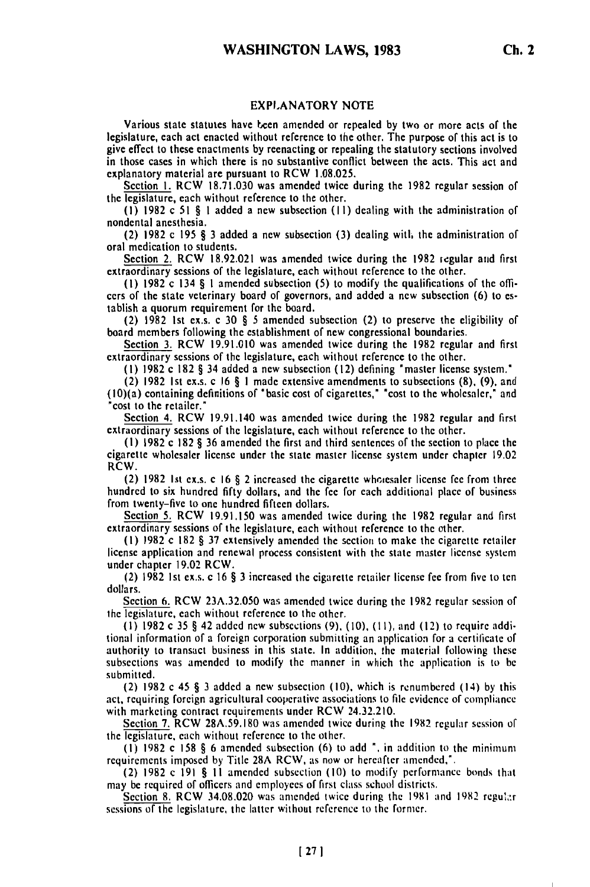## EXPLANATORY NOTE

Various state statutes have been amended or repealed by two or more acts of the legislature, each act enacted without reference to the other. The purpose of this act is to give effect to these enactments by reenacting or repealing the statutory sections involved in those cases in which there is no substantive conflict between the acts. This act and explanatory material are pursuant to RCW 1.08.025.

Section 1. RCW 18.71.030 was amended twice during the 1982 regular session of the legislature, each without reference to the other.

(1) 1982 c 51 § 1 added a new subsection (11) dealing with the administration of nondental anesthesia.

(2) 1982 c 195 § 3 added a new subsection (3) dealing with the administration of oral medication to students.

Section 2. RCW 18.92.021 was amended twice during the 1982 regular and first extraordinary sessions of the legislature, each without reference to the other.

(1) 1982 c 134 § 1 amended subsection (5) to modify the qualifications of the officers of the state veterinary board of governors, and added a new subsection (6) to establish a quorum requirement for the board.

(2) 1982 1st ex.s. c 30 § 5 amended subsection (2) to preserve the eligibility of board members following the establishment of new congressional boundaries.

Section 3. RCW 19.91.010 was amended twice during the 1982 regular and first extraordinary sessions of the legislature, each without reference to the other.

(1) 1982 c 182 § 34 added a new subsection (12) defining "master license system."

(2) 1982 1st ex.s. c 16 § 1 made extensive amendments to subsections (8), (9), and (10)(a) containing definitions of "basic cost of cigarettes," "cost to the wholesaler," and "cost to the retailer."

Section 4. RCW 19.91.140 was amended twice during the 1982 regular and first extraordinary sessions of the legislature, each without reference to the other.

(1) 1982 c 182 § 36 amended the first and third sentences of the section to place the cigarette wholesaler license under the state master license system under chapter 19.02 RCW.

(2) 1982 1st ex.s. c 16 § 2 increased the cigarette wholesaler license fee from three hundred to six hundred fifty dollars, and the fee for each additional place of business from twenty-five to one hundred fifteen dollars.

Section 5. RCW 19.91.150 was amended twice during the 1982 regular and first extraordinary sessions of the legislature, each without reference to the other.

(1) 1982 c 182 § 37 extensively amended the section to make the cigarette retailer license application and renewal process consistent with the state master license system under chapter 19.02 RCW.

(2) 1982 1st ex.s. c 16 § 3 increased the cigarette retailer license fee from five to ten dollars.

Section 6. RCW 23A.32.050 was amended twice during the 1982 regular session of the legislature, each without reference to the other.

(1) 1982 c 35 § 42 added new subsections (9), (10), (11), and (12) to require additional information of a foreign corporation submitting an application for a certificate of authority to transact business in this state. In addition, the material following these subsections was amended to modify the manner in which the application is to be submitted.

(2) 1982 c 45 § 3 added a new subsection (10), which is renumbered (14) by this act, requiring foreign agricultural cooperative associations to file evidence of compliance with marketing contract requirements under RCW 24.32.210.

Section 7. RCW 28A.59.180 was amended twice during the 1982 regular session of the legislature, each without reference to the other.

(1) 1982 c 158 § 6 amended subsection (6) to add ", in addition to the minimum requirements imposed by Title 28A RCW, as now or hereafter amended,".

(2) 1982 c 191 § 11 amended subsection (10) to modify performance bonds that may be required of officers and employees of first class school districts.

Section 8. RCW 34.08.020 was amended twice during the 1981 and 1982 regular sessions of the legislature, the latter without reference to the former.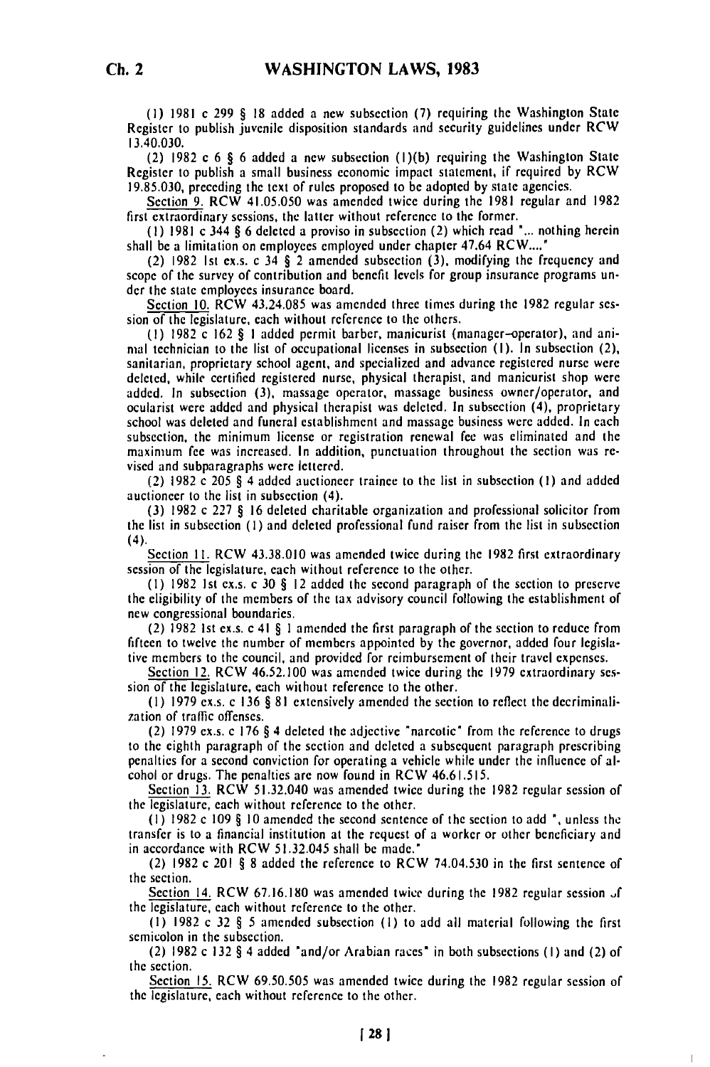(1) 1981 c 299 § 18 added a new subsection (7) requiring the Washington State Register to publish juvenile disposition standards and security guidelines under RCW 13.40.030.

(2) 1982 c 6 § 6 added a new subsection (1)(b) requiring the Washington State Register to publish a small business economic impact statement, if required by RCW 19.85.030, preceding the text of rules proposed to be adopted by state agencies.

Section 9. RCW 41.05.050 was amended twice during the 1981 regular and 1982 first extraordinary sessions, the latter without reference to the former.

(1) 1981 c 344 § 6 deleted a proviso in subsection (2) which read "... nothing herein shall be a limitation on employees employed under chapter 47.64 RCW...."

(2) 1982 1st ex.s. c 34 § 2 amended subsection (3), modifying the frequency and scope of the survey of contribution and benefit levels for group insurance programs under the state employees insurance board.

Section 10. RCW 43.24.085 was amended three times during the 1982 regular session of the legislature, each without reference to the others.

(1) 1982 c 162 § 1 added permit barber, manicurist (manager–operator), and animal technician to the list of occupational licenses in subsection (1). In subsection (2), sanitarian, proprietary school agent, and specialized and advance registered nurse were deleted, while certified registered nurse, physical therapist, and manicurist shop were added. In subsection (3), massage operator, massage business owner/operator, and ocularist were added and physical therapist was deleted. In subsection (4), proprietary school was deleted and funeral establishment and massage business were added. In each subsection, the minimum license or registration renewal fee was eliminated and the maximum fee was increased. In addition, punctuation throughout the section was revised and subparagraphs were lettered.

(2) 1982 c 205 § 4 added auctioneer trainee to the list in subsection (1) and added auctioneer to the list in subsection (4).

(3) 1982 c 227 § 16 deleted charitable organization and professional solicitor from the list in subsection (1) and deleted professional fund raiser from the list in subsection (4).

Section 11. RCW 43.38.010 was amended twice during the 1982 first extraordinary session of the legislature, each without reference to the other.

(1) 1982 1st ex.s. c 30 § 12 added the second paragraph of the section to preserve the eligibility of the members of the tax advisory council following the establishment of new congressional boundaries.

(2) 1982 1st ex.s. c 41 § 1 amended the first paragraph of the section to reduce from fifteen to twelve the number of members appointed by the governor, added four legislative members to the council, and provided for reimbursement of their travel expenses.

Section 12. RCW 46.52.100 was amended twice during the 1979 extraordinary session of the legislature, each without reference to the other.

(1) 1979 ex.s. c 136 § 81 extensively amended the section to reflect the decriminalization of traffic offenses.

(2) 1979 ex.s. c 176 § 4 deleted the adjective "narcotic" from the reference to drugs to the eighth paragraph of the section and deleted a subsequent paragraph prescribing penalties for a second conviction for operating a vehicle while under the influence of alcohol or drugs. The penalties are now found in RCW 46.61.515.

Section 13. RCW 51.32.040 was amended twice during the 1982 regular session of the legislature, each without reference to the other.

(1) 1982 c 109 § 10 amended the second sentence of the section to add ", unless the transfer is to a financial institution at the request of a worker or other beneficiary and in accordance with RCW 51.32.045 shall be made."

(2) 1982 c 201 § 8 added the reference to RCW 74.04.530 in the first sentence of the section.

Section 14. RCW 67.16.180 was amended twice during the 1982 regular session of the legislature, each without reference to the other.

(1) 1982 c 32 § 5 amended subsection (1) to add all material following the first semicolon in the subsection.

(2) 1982 c 132 § 4 added "and/or Arabian races" in both subsections (1) and (2) of the section.

Section 15. RCW 69.50.505 was amended twice during the 1982 regular session of the legislature, each without reference to the other.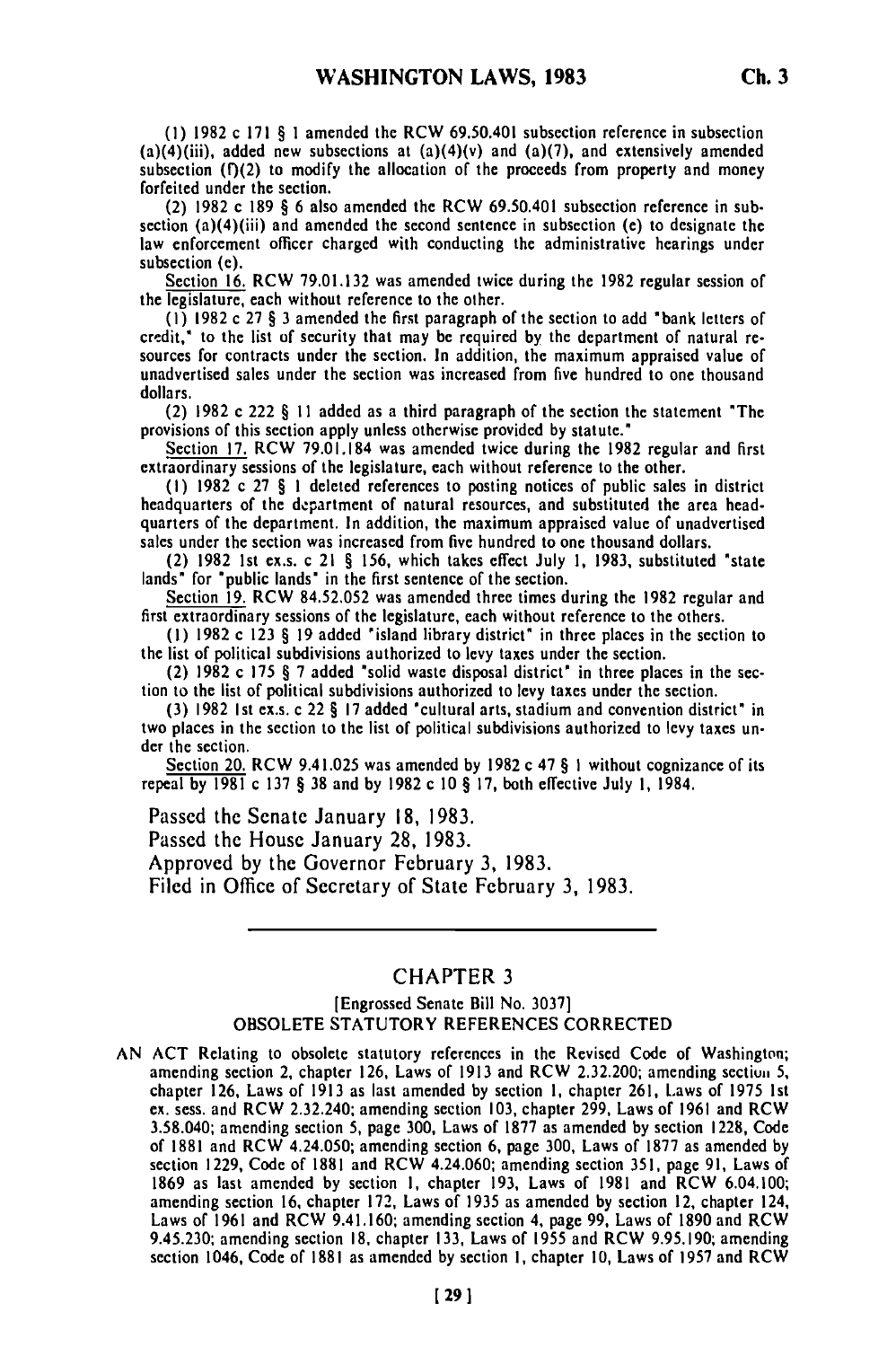(1) 1982 c 171 § 1 amended the RCW 69.50.401 subsection reference in subsection (a)(4)(iii), added new subsections at (a)(4)(v) and (a)(7), and extensively amended subsection (f)(2) to modify the allocation of the proceeds from property and money forfeited under the section.

(2) 1982 c 189 § 6 also amended the RCW 69.50.401 subsection reference in subsection (a)(4)(iii) and amended the second sentence in subsection (e) to designate the law enforcement officer charged with conducting the administrative hearings under subsection (e).

Section 16. RCW 79.01.132 was amended twice during the 1982 regular session of the legislature, each without reference to the other.

(1) 1982 c 27 § 3 amended the first paragraph of the section to add "bank letters of credit," to the list of security that may be required by the department of natural resources for contracts under the section. In addition, the maximum appraised value of unadvertised sales under the section was increased from five hundred to one thousand dollars.

(2) 1982 c 222 § 11 added as a third paragraph of the section the statement "The provisions of this section apply unless otherwise provided by statute."

Section 17. RCW 79.01.184 was amended twice during the 1982 regular and first extraordinary sessions of the legislature, each without reference to the other.

(1) 1982 c 27 § 1 deleted references to posting notices of public sales in district headquarters of the department of natural resources, and substituted the area headquarters of the department. In addition, the maximum appraised value of unadvertised sales under the section was increased from five hundred to one thousand dollars.

(2) 1982 1st ex.s. c 21 § 156, which takes effect July 1, 1983, substituted "state lands" for "public lands" in the first sentence of the section.

Section 19. RCW 84.52.052 was amended three times during the 1982 regular and first extraordinary sessions of the legislature, each without reference to the others.

(1) 1982 c 123 § 19 added "island library district" in three places in the section to the list of political subdivisions authorized to levy taxes under the section.

(2) 1982 c 175 § 7 added "solid waste disposal district" in three places in the section to the list of political subdivisions authorized to levy taxes under the section.

(3) 1982 1st ex.s. c 22 § 17 added "cultural arts, stadium and convention district" in two places in the section to the list of political subdivisions authorized to levy taxes under the section.

Section 20. RCW 9.41.025 was amended by 1982 c 47 § 1 without cognizance of its repeal by 1981 c 137 § 38 and by 1982 c 10 § 17, both effective July 1, 1984.

Passed the Senate January 18, 1983.
Passed the House January 28, 1983.
Approved by the Governor February 3, 1983.
Filed in Office of Secretary of State February 3, 1983.

---

## CHAPTER 3

[Engrossed Senate Bill No. 3037]

OBSOLETE STATUTORY REFERENCES CORRECTED

AN ACT Relating to obsolete statutory references in the Revised Code of Washington; amending section 2, chapter 126, Laws of 1913 and RCW 2.32.200; amending section 5, chapter 126, Laws of 1913 as last amended by section 1, chapter 261, Laws of 1975 1st ex. sess. and RCW 2.32.240; amending section 103, chapter 299, Laws of 1961 and RCW 3.58.040; amending section 5, page 300, Laws of 1877 as amended by section 1228, Code of 1881 and RCW 4.24.050; amending section 6, page 300, Laws of 1877 as amended by section 1229, Code of 1881 and RCW 4.24.060; amending section 351, page 91, Laws of 1869 as last amended by section 1, chapter 193, Laws of 1981 and RCW 6.04.100; amending section 16, chapter 172, Laws of 1935 as amended by section 12, chapter 124, Laws of 1961 and RCW 9.41.160; amending section 4, page 99, Laws of 1890 and RCW 9.45.230; amending section 18, chapter 133, Laws of 1955 and RCW 9.95.190; amending section 1046, Code of 1881 as amended by section 1, chapter 10, Laws of 1957 and RCW